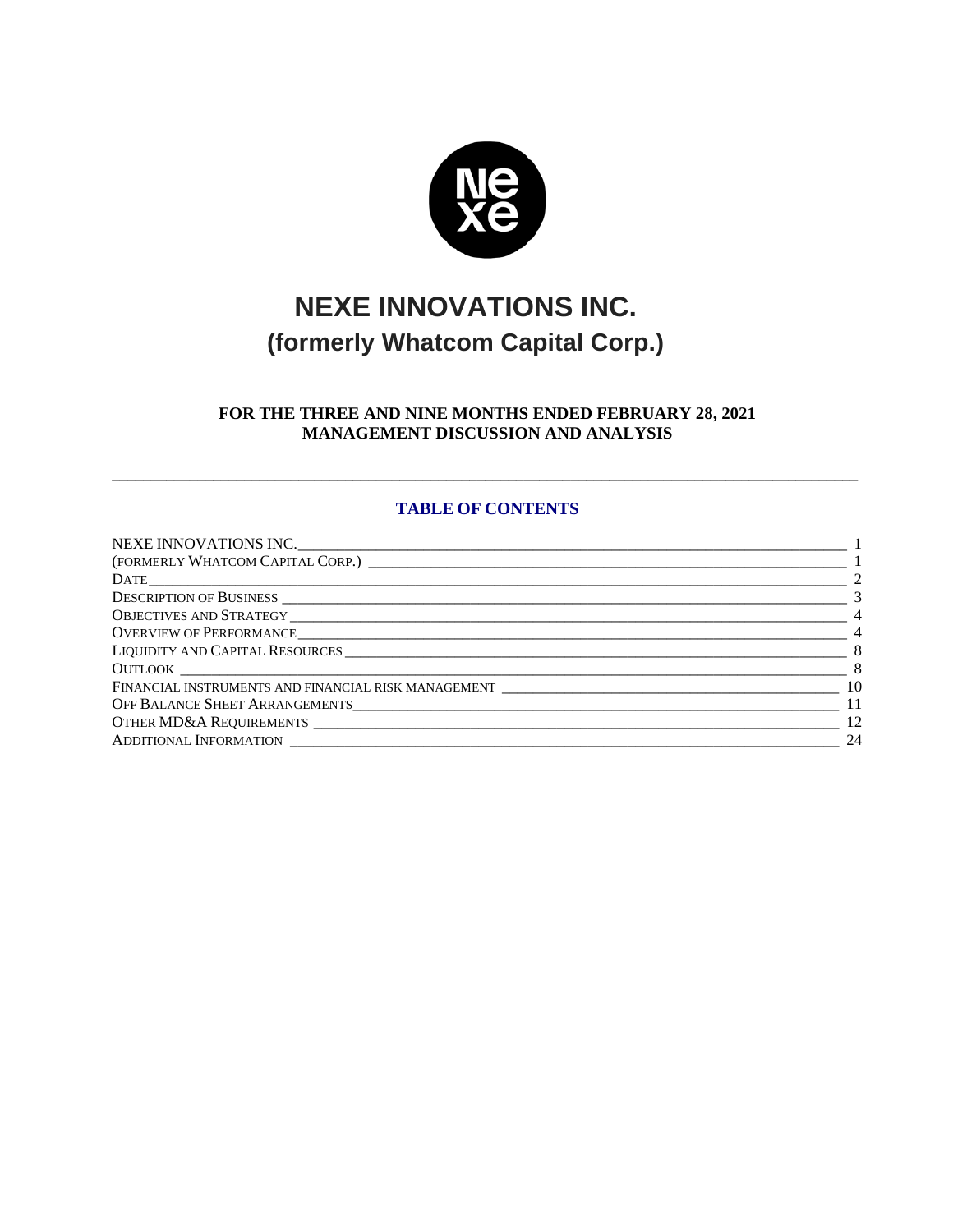# NEXE INNOVATIONS INC.

## (formerly Whatcom Capital Corp.)

**FOR THE THREE AND NINE MONTHS ENDED FEBRUARY 28, 2021**
**MANAGEMENT DISCUSSION AND ANALYSIS**

---

### TABLE OF CONTENTS

| | |
|---|---|
| NEXE INNOVATIONS INC. | 1 |
| (FORMERLY WHATCOM CAPITAL CORP.) | 1 |
| DATE | 2 |
| DESCRIPTION OF BUSINESS | 3 |
| OBJECTIVES AND STRATEGY | 4 |
| OVERVIEW OF PERFORMANCE | 4 |
| LIQUIDITY AND CAPITAL RESOURCES | 8 |
| OUTLOOK | 8 |
| FINANCIAL INSTRUMENTS AND FINANCIAL RISK MANAGEMENT | 10 |
| OFF BALANCE SHEET ARRANGEMENTS | 11 |
| OTHER MD&A REQUIREMENTS | 12 |
| ADDITIONAL INFORMATION | 24 |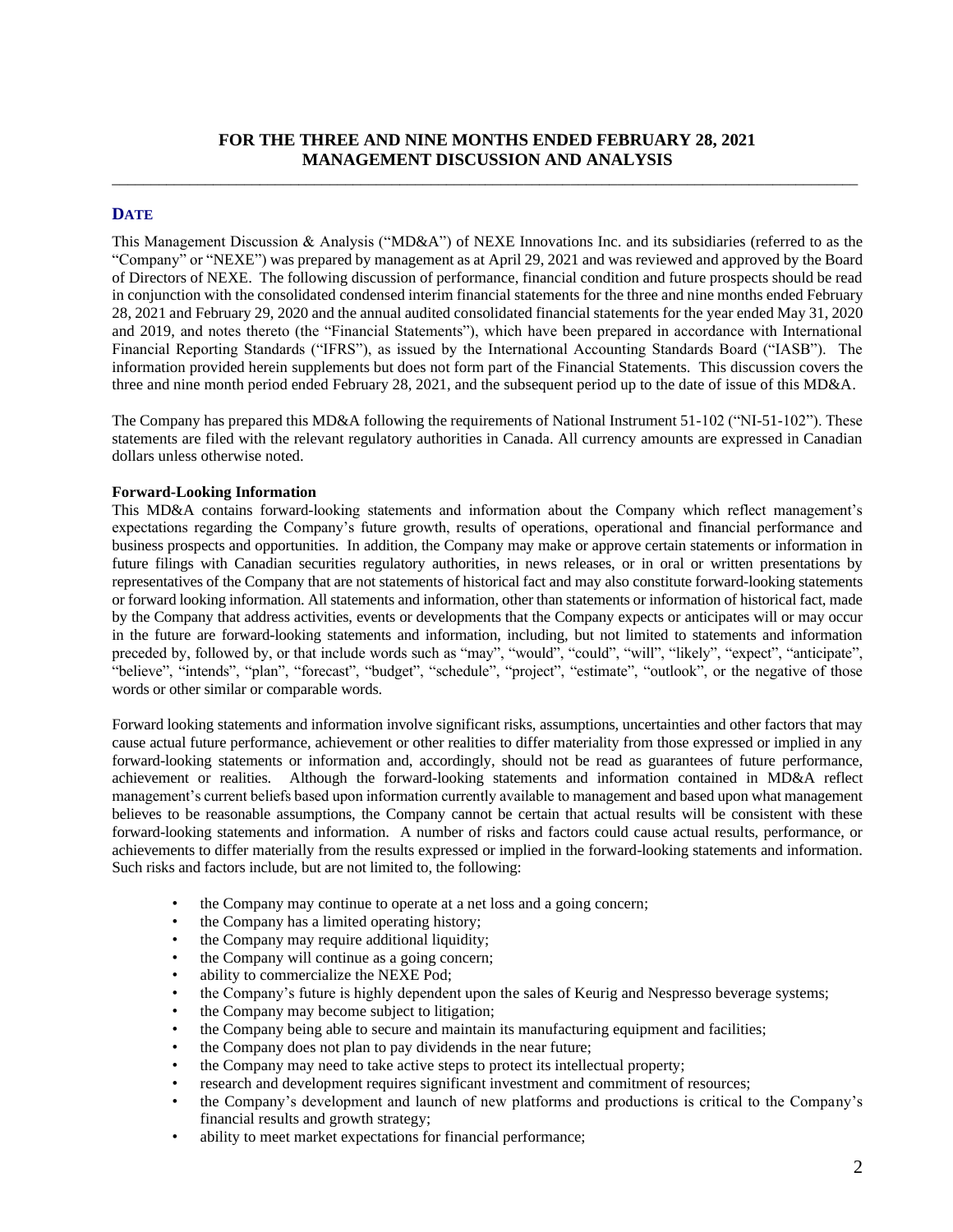# FOR THE THREE AND NINE MONTHS ENDED FEBRUARY 28, 2021
# MANAGEMENT DISCUSSION AND ANALYSIS

## DATE

This Management Discussion & Analysis ("MD&A") of NEXE Innovations Inc. and its subsidiaries (referred to as the "Company" or "NEXE") was prepared by management as at April 29, 2021 and was reviewed and approved by the Board of Directors of NEXE. The following discussion of performance, financial condition and future prospects should be read in conjunction with the consolidated condensed interim financial statements for the three and nine months ended February 28, 2021 and February 29, 2020 and the annual audited consolidated financial statements for the year ended May 31, 2020 and 2019, and notes thereto (the "Financial Statements"), which have been prepared in accordance with International Financial Reporting Standards ("IFRS"), as issued by the International Accounting Standards Board ("IASB"). The information provided herein supplements but does not form part of the Financial Statements. This discussion covers the three and nine month period ended February 28, 2021, and the subsequent period up to the date of issue of this MD&A.

The Company has prepared this MD&A following the requirements of National Instrument 51-102 ("NI-51-102"). These statements are filed with the relevant regulatory authorities in Canada. All currency amounts are expressed in Canadian dollars unless otherwise noted.

**Forward-Looking Information**

This MD&A contains forward-looking statements and information about the Company which reflect management's expectations regarding the Company's future growth, results of operations, operational and financial performance and business prospects and opportunities. In addition, the Company may make or approve certain statements or information in future filings with Canadian securities regulatory authorities, in news releases, or in oral or written presentations by representatives of the Company that are not statements of historical fact and may also constitute forward-looking statements or forward looking information. All statements and information, other than statements or information of historical fact, made by the Company that address activities, events or developments that the Company expects or anticipates will or may occur in the future are forward-looking statements and information, including, but not limited to statements and information preceded by, followed by, or that include words such as "may", "would", "could", "will", "likely", "expect", "anticipate", "believe", "intends", "plan", "forecast", "budget", "schedule", "project", "estimate", "outlook", or the negative of those words or other similar or comparable words.

Forward looking statements and information involve significant risks, assumptions, uncertainties and other factors that may cause actual future performance, achievement or other realities to differ materially from those expressed or implied in any forward-looking statements or information and, accordingly, should not be read as guarantees of future performance, achievement or realities. Although the forward-looking statements and information contained in MD&A reflect management's current beliefs based upon information currently available to management and based upon what management believes to be reasonable assumptions, the Company cannot be certain that actual results will be consistent with these forward-looking statements and information. A number of risks and factors could cause actual results, performance, or achievements to differ materially from the results expressed or implied in the forward-looking statements and information. Such risks and factors include, but are not limited to, the following:

- the Company may continue to operate at a net loss and a going concern;
- the Company has a limited operating history;
- the Company may require additional liquidity;
- the Company will continue as a going concern;
- ability to commercialize the NEXE Pod;
- the Company's future is highly dependent upon the sales of Keurig and Nespresso beverage systems;
- the Company may become subject to litigation;
- the Company being able to secure and maintain its manufacturing equipment and facilities;
- the Company does not plan to pay dividends in the near future;
- the Company may need to take active steps to protect its intellectual property;
- research and development requires significant investment and commitment of resources;
- the Company's development and launch of new platforms and productions is critical to the Company's financial results and growth strategy;
- ability to meet market expectations for financial performance;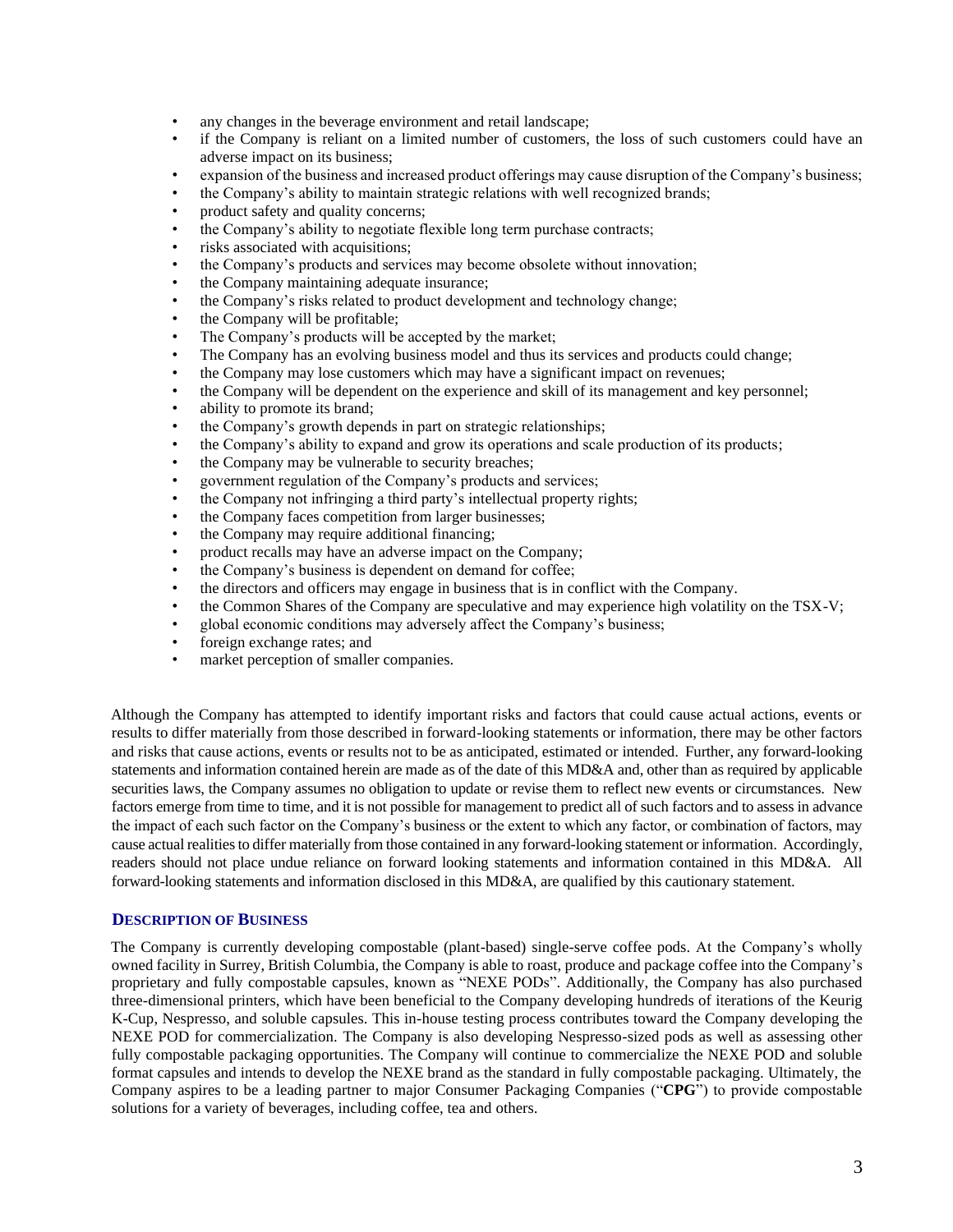- any changes in the beverage environment and retail landscape;
- if the Company is reliant on a limited number of customers, the loss of such customers could have an adverse impact on its business;
- expansion of the business and increased product offerings may cause disruption of the Company's business;
- the Company's ability to maintain strategic relations with well recognized brands;
- product safety and quality concerns;
- the Company's ability to negotiate flexible long term purchase contracts;
- risks associated with acquisitions;
- the Company's products and services may become obsolete without innovation;
- the Company maintaining adequate insurance;
- the Company's risks related to product development and technology change;
- the Company will be profitable;
- The Company's products will be accepted by the market;
- The Company has an evolving business model and thus its services and products could change;
- the Company may lose customers which may have a significant impact on revenues;
- the Company will be dependent on the experience and skill of its management and key personnel;
- ability to promote its brand;
- the Company's growth depends in part on strategic relationships;
- the Company's ability to expand and grow its operations and scale production of its products;
- the Company may be vulnerable to security breaches;
- government regulation of the Company's products and services;
- the Company not infringing a third party's intellectual property rights;
- the Company faces competition from larger businesses;
- the Company may require additional financing;
- product recalls may have an adverse impact on the Company;
- the Company's business is dependent on demand for coffee;
- the directors and officers may engage in business that is in conflict with the Company.
- the Common Shares of the Company are speculative and may experience high volatility on the TSX-V;
- global economic conditions may adversely affect the Company's business;
- foreign exchange rates; and
- market perception of smaller companies.

Although the Company has attempted to identify important risks and factors that could cause actual actions, events or results to differ materially from those described in forward-looking statements or information, there may be other factors and risks that cause actions, events or results not to be as anticipated, estimated or intended. Further, any forward-looking statements and information contained herein are made as of the date of this MD&A and, other than as required by applicable securities laws, the Company assumes no obligation to update or revise them to reflect new events or circumstances. New factors emerge from time to time, and it is not possible for management to predict all of such factors and to assess in advance the impact of each such factor on the Company's business or the extent to which any factor, or combination of factors, may cause actual realities to differ materially from those contained in any forward-looking statement or information. Accordingly, readers should not place undue reliance on forward looking statements and information contained in this MD&A. All forward-looking statements and information disclosed in this MD&A, are qualified by this cautionary statement.

## DESCRIPTION OF BUSINESS

The Company is currently developing compostable (plant-based) single-serve coffee pods. At the Company's wholly owned facility in Surrey, British Columbia, the Company is able to roast, produce and package coffee into the Company's proprietary and fully compostable capsules, known as "NEXE PODs". Additionally, the Company has also purchased three-dimensional printers, which have been beneficial to the Company developing hundreds of iterations of the Keurig K-Cup, Nespresso, and soluble capsules. This in-house testing process contributes toward the Company developing the NEXE POD for commercialization. The Company is also developing Nespresso-sized pods as well as assessing other fully compostable packaging opportunities. The Company will continue to commercialize the NEXE POD and soluble format capsules and intends to develop the NEXE brand as the standard in fully compostable packaging. Ultimately, the Company aspires to be a leading partner to major Consumer Packaging Companies ("**CPG**") to provide compostable solutions for a variety of beverages, including coffee, tea and others.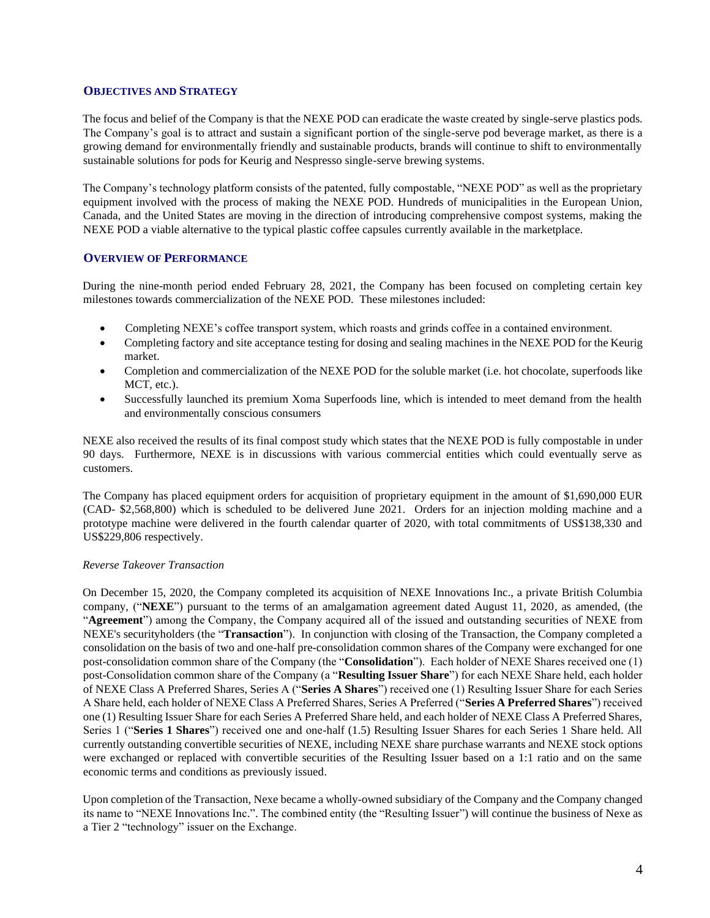## OBJECTIVES AND STRATEGY

The focus and belief of the Company is that the NEXE POD can eradicate the waste created by single-serve plastics pods. The Company's goal is to attract and sustain a significant portion of the single-serve pod beverage market, as there is a growing demand for environmentally friendly and sustainable products, brands will continue to shift to environmentally sustainable solutions for pods for Keurig and Nespresso single-serve brewing systems.

The Company's technology platform consists of the patented, fully compostable, "NEXE POD" as well as the proprietary equipment involved with the process of making the NEXE POD. Hundreds of municipalities in the European Union, Canada, and the United States are moving in the direction of introducing comprehensive compost systems, making the NEXE POD a viable alternative to the typical plastic coffee capsules currently available in the marketplace.

## OVERVIEW OF PERFORMANCE

During the nine-month period ended February 28, 2021, the Company has been focused on completing certain key milestones towards commercialization of the NEXE POD. These milestones included:

- Completing NEXE's coffee transport system, which roasts and grinds coffee in a contained environment.
- Completing factory and site acceptance testing for dosing and sealing machines in the NEXE POD for the Keurig market.
- Completion and commercialization of the NEXE POD for the soluble market (i.e. hot chocolate, superfoods like MCT, etc.).
- Successfully launched its premium Xoma Superfoods line, which is intended to meet demand from the health and environmentally conscious consumers

NEXE also received the results of its final compost study which states that the NEXE POD is fully compostable in under 90 days. Furthermore, NEXE is in discussions with various commercial entities which could eventually serve as customers.

The Company has placed equipment orders for acquisition of proprietary equipment in the amount of $1,690,000 EUR (CAD- $2,568,800) which is scheduled to be delivered June 2021. Orders for an injection molding machine and a prototype machine were delivered in the fourth calendar quarter of 2020, with total commitments of US$138,330 and US$229,806 respectively.

*Reverse Takeover Transaction*

On December 15, 2020, the Company completed its acquisition of NEXE Innovations Inc., a private British Columbia company, ("**NEXE**") pursuant to the terms of an amalgamation agreement dated August 11, 2020, as amended, (the "**Agreement**") among the Company, the Company acquired all of the issued and outstanding securities of NEXE from NEXE's securityholders (the "**Transaction**"). In conjunction with closing of the Transaction, the Company completed a consolidation on the basis of two and one-half pre-consolidation common shares of the Company were exchanged for one post-consolidation common share of the Company (the "**Consolidation**"). Each holder of NEXE Shares received one (1) post-Consolidation common share of the Company (a "**Resulting Issuer Share**") for each NEXE Share held, each holder of NEXE Class A Preferred Shares, Series A ("**Series A Shares**") received one (1) Resulting Issuer Share for each Series A Share held, each holder of NEXE Class A Preferred Shares, Series A Preferred ("**Series A Preferred Shares**") received one (1) Resulting Issuer Share for each Series A Preferred Share held, and each holder of NEXE Class A Preferred Shares, Series 1 ("**Series 1 Shares**") received one and one-half (1.5) Resulting Issuer Shares for each Series 1 Share held. All currently outstanding convertible securities of NEXE, including NEXE share purchase warrants and NEXE stock options were exchanged or replaced with convertible securities of the Resulting Issuer based on a 1:1 ratio and on the same economic terms and conditions as previously issued.

Upon completion of the Transaction, Nexe became a wholly-owned subsidiary of the Company and the Company changed its name to "NEXE Innovations Inc.". The combined entity (the "Resulting Issuer") will continue the business of Nexe as a Tier 2 "technology" issuer on the Exchange.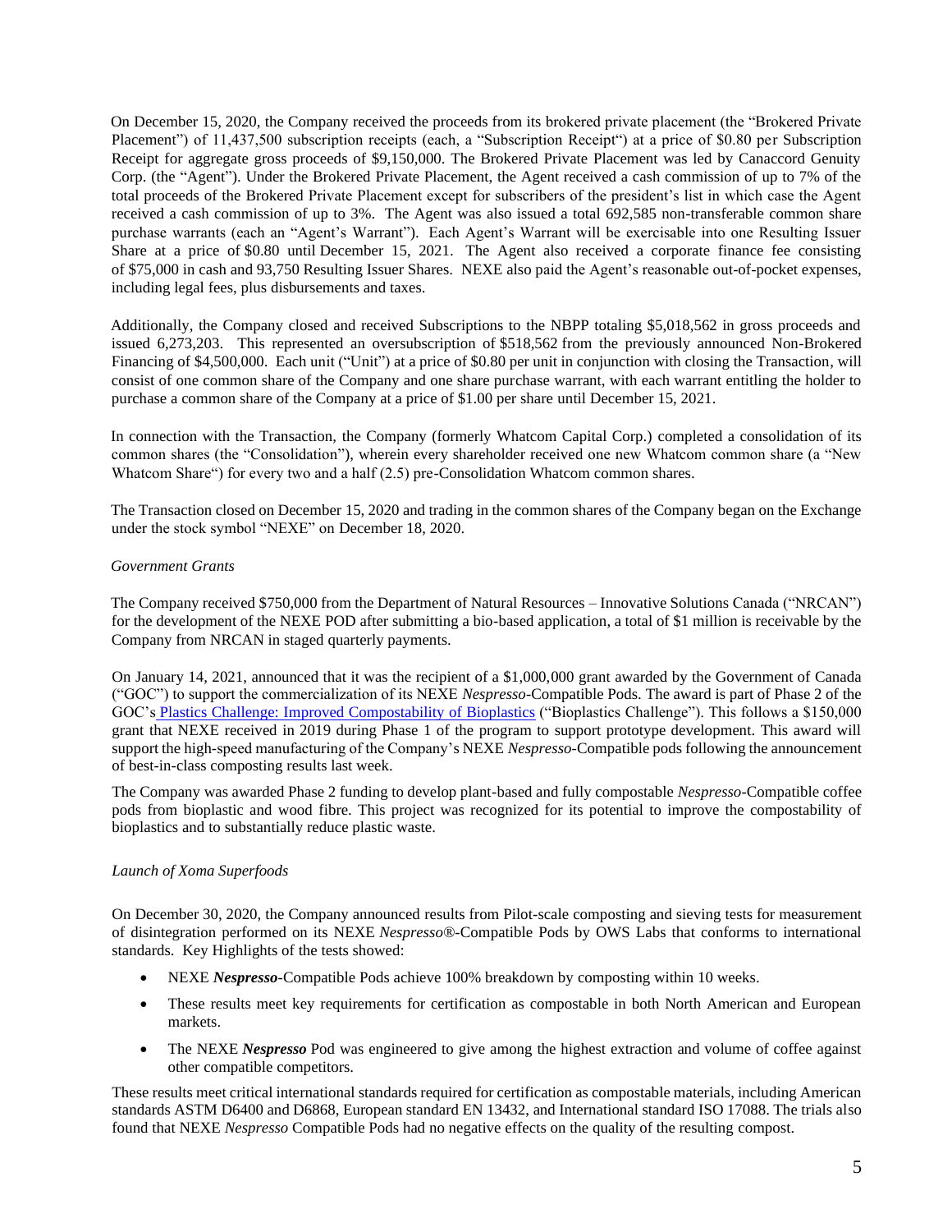On December 15, 2020, the Company received the proceeds from its brokered private placement (the "Brokered Private Placement") of 11,437,500 subscription receipts (each, a "Subscription Receipt") at a price of $0.80 per Subscription Receipt for aggregate gross proceeds of $9,150,000. The Brokered Private Placement was led by Canaccord Genuity Corp. (the "Agent"). Under the Brokered Private Placement, the Agent received a cash commission of up to 7% of the total proceeds of the Brokered Private Placement except for subscribers of the president's list in which case the Agent received a cash commission of up to 3%. The Agent was also issued a total 692,585 non-transferable common share purchase warrants (each an "Agent's Warrant"). Each Agent's Warrant will be exercisable into one Resulting Issuer Share at a price of $0.80 until December 15, 2021. The Agent also received a corporate finance fee consisting of $75,000 in cash and 93,750 Resulting Issuer Shares. NEXE also paid the Agent's reasonable out-of-pocket expenses, including legal fees, plus disbursements and taxes.

Additionally, the Company closed and received Subscriptions to the NBPP totaling $5,018,562 in gross proceeds and issued 6,273,203. This represented an oversubscription of $518,562 from the previously announced Non-Brokered Financing of $4,500,000. Each unit ("Unit") at a price of $0.80 per unit in conjunction with closing the Transaction, will consist of one common share of the Company and one share purchase warrant, with each warrant entitling the holder to purchase a common share of the Company at a price of $1.00 per share until December 15, 2021.

In connection with the Transaction, the Company (formerly Whatcom Capital Corp.) completed a consolidation of its common shares (the "Consolidation"), wherein every shareholder received one new Whatcom common share (a "New Whatcom Share") for every two and a half (2.5) pre-Consolidation Whatcom common shares.

The Transaction closed on December 15, 2020 and trading in the common shares of the Company began on the Exchange under the stock symbol "NEXE" on December 18, 2020.

*Government Grants*

The Company received $750,000 from the Department of Natural Resources – Innovative Solutions Canada ("NRCAN") for the development of the NEXE POD after submitting a bio-based application, a total of $1 million is receivable by the Company from NRCAN in staged quarterly payments.

On January 14, 2021, announced that it was the recipient of a $1,000,000 grant awarded by the Government of Canada ("GOC") to support the commercialization of its NEXE *Nespresso*-Compatible Pods. The award is part of Phase 2 of the GOC's Plastics Challenge: Improved Compostability of Bioplastics ("Bioplastics Challenge"). This follows a $150,000 grant that NEXE received in 2019 during Phase 1 of the program to support prototype development. This award will support the high-speed manufacturing of the Company's NEXE *Nespresso*-Compatible pods following the announcement of best-in-class composting results last week.

The Company was awarded Phase 2 funding to develop plant-based and fully compostable *Nespresso*-Compatible coffee pods from bioplastic and wood fibre. This project was recognized for its potential to improve the compostability of bioplastics and to substantially reduce plastic waste.

*Launch of Xoma Superfoods*

On December 30, 2020, the Company announced results from Pilot-scale composting and sieving tests for measurement of disintegration performed on its NEXE *Nespresso*®-Compatible Pods by OWS Labs that conforms to international standards. Key Highlights of the tests showed:

- NEXE ***Nespresso***-Compatible Pods achieve 100% breakdown by composting within 10 weeks.
- These results meet key requirements for certification as compostable in both North American and European markets.
- The NEXE ***Nespresso*** Pod was engineered to give among the highest extraction and volume of coffee against other compatible competitors.

These results meet critical international standards required for certification as compostable materials, including American standards ASTM D6400 and D6868, European standard EN 13432, and International standard ISO 17088. The trials also found that NEXE *Nespresso* Compatible Pods had no negative effects on the quality of the resulting compost.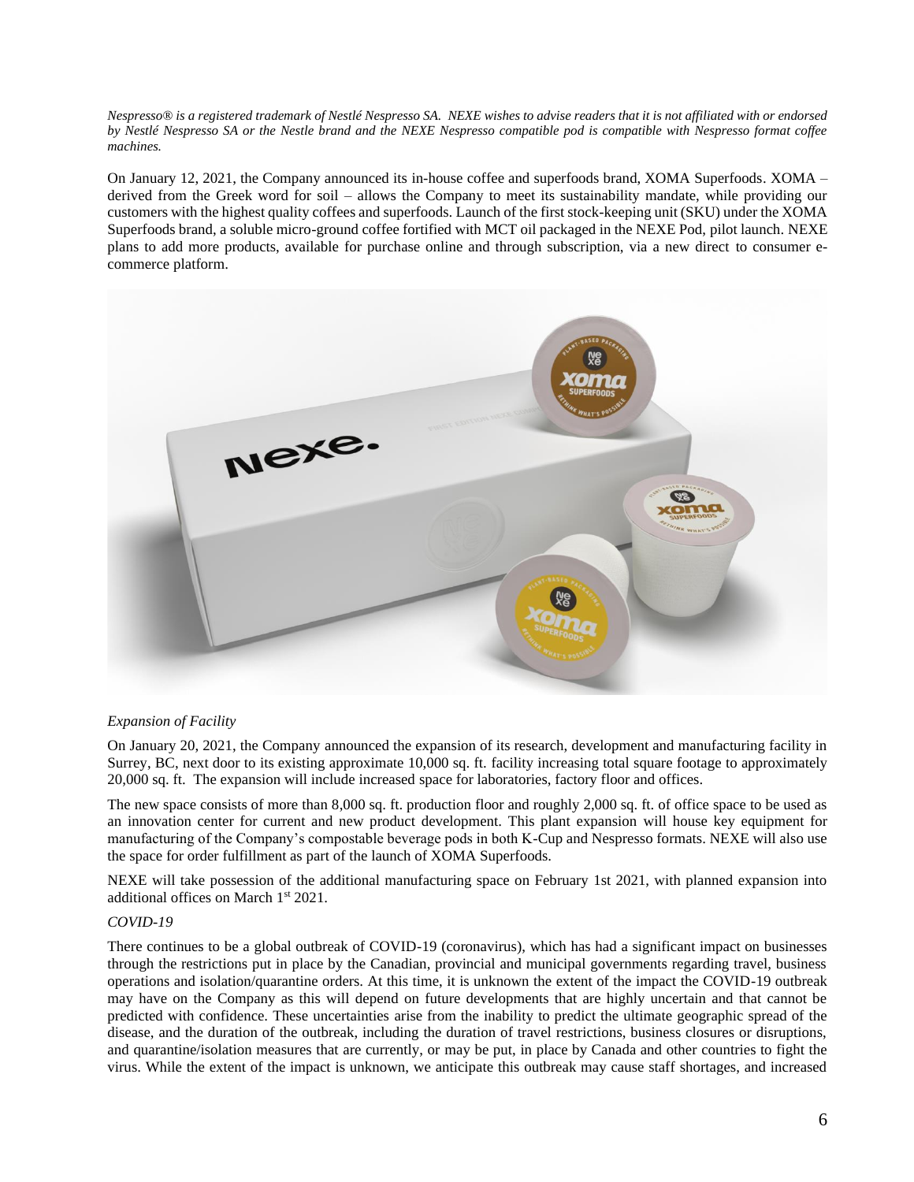*Nespresso® is a registered trademark of Nestlé Nespresso SA. NEXE wishes to advise readers that it is not affiliated with or endorsed by Nestlé Nespresso SA or the Nestle brand and the NEXE Nespresso compatible pod is compatible with Nespresso format coffee machines.*

On January 12, 2021, the Company announced its in-house coffee and superfoods brand, XOMA Superfoods. XOMA – derived from the Greek word for soil – allows the Company to meet its sustainability mandate, while providing our customers with the highest quality coffees and superfoods. Launch of the first stock-keeping unit (SKU) under the XOMA Superfoods brand, a soluble micro-ground coffee fortified with MCT oil packaged in the NEXE Pod, pilot launch. NEXE plans to add more products, available for purchase online and through subscription, via a new direct to consumer e-commerce platform.

*Expansion of Facility*

On January 20, 2021, the Company announced the expansion of its research, development and manufacturing facility in Surrey, BC, next door to its existing approximate 10,000 sq. ft. facility increasing total square footage to approximately 20,000 sq. ft. The expansion will include increased space for laboratories, factory floor and offices.

The new space consists of more than 8,000 sq. ft. production floor and roughly 2,000 sq. ft. of office space to be used as an innovation center for current and new product development. This plant expansion will house key equipment for manufacturing of the Company's compostable beverage pods in both K-Cup and Nespresso formats. NEXE will also use the space for order fulfillment as part of the launch of XOMA Superfoods.

NEXE will take possession of the additional manufacturing space on February 1st 2021, with planned expansion into additional offices on March 1st 2021.

*COVID-19*

There continues to be a global outbreak of COVID-19 (coronavirus), which has had a significant impact on businesses through the restrictions put in place by the Canadian, provincial and municipal governments regarding travel, business operations and isolation/quarantine orders. At this time, it is unknown the extent of the impact the COVID-19 outbreak may have on the Company as this will depend on future developments that are highly uncertain and that cannot be predicted with confidence. These uncertainties arise from the inability to predict the ultimate geographic spread of the disease, and the duration of the outbreak, including the duration of travel restrictions, business closures or disruptions, and quarantine/isolation measures that are currently, or may be put, in place by Canada and other countries to fight the virus. While the extent of the impact is unknown, we anticipate this outbreak may cause staff shortages, and increased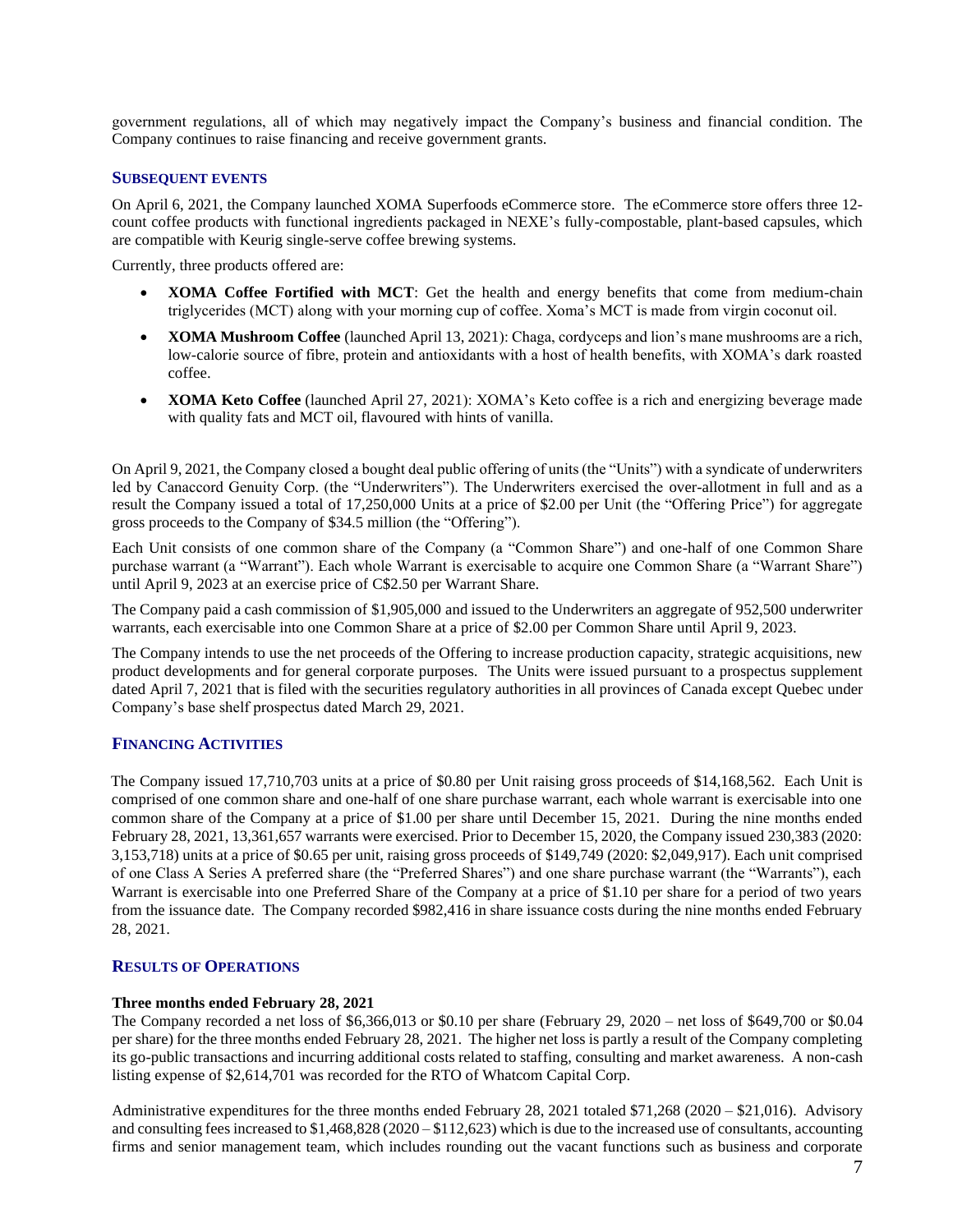government regulations, all of which may negatively impact the Company's business and financial condition. The Company continues to raise financing and receive government grants.

## SUBSEQUENT EVENTS

On April 6, 2021, the Company launched XOMA Superfoods eCommerce store. The eCommerce store offers three 12-count coffee products with functional ingredients packaged in NEXE's fully-compostable, plant-based capsules, which are compatible with Keurig single-serve coffee brewing systems.

Currently, three products offered are:

- **XOMA Coffee Fortified with MCT**: Get the health and energy benefits that come from medium-chain triglycerides (MCT) along with your morning cup of coffee. Xoma's MCT is made from virgin coconut oil.
- **XOMA Mushroom Coffee** (launched April 13, 2021): Chaga, cordyceps and lion's mane mushrooms are a rich, low-calorie source of fibre, protein and antioxidants with a host of health benefits, with XOMA's dark roasted coffee.
- **XOMA Keto Coffee** (launched April 27, 2021): XOMA's Keto coffee is a rich and energizing beverage made with quality fats and MCT oil, flavoured with hints of vanilla.

On April 9, 2021, the Company closed a bought deal public offering of units (the "Units") with a syndicate of underwriters led by Canaccord Genuity Corp. (the "Underwriters"). The Underwriters exercised the over-allotment in full and as a result the Company issued a total of 17,250,000 Units at a price of $2.00 per Unit (the "Offering Price") for aggregate gross proceeds to the Company of $34.5 million (the "Offering").

Each Unit consists of one common share of the Company (a "Common Share") and one-half of one Common Share purchase warrant (a "Warrant"). Each whole Warrant is exercisable to acquire one Common Share (a "Warrant Share") until April 9, 2023 at an exercise price of C$2.50 per Warrant Share.

The Company paid a cash commission of $1,905,000 and issued to the Underwriters an aggregate of 952,500 underwriter warrants, each exercisable into one Common Share at a price of $2.00 per Common Share until April 9, 2023.

The Company intends to use the net proceeds of the Offering to increase production capacity, strategic acquisitions, new product developments and for general corporate purposes. The Units were issued pursuant to a prospectus supplement dated April 7, 2021 that is filed with the securities regulatory authorities in all provinces of Canada except Quebec under Company's base shelf prospectus dated March 29, 2021.

## FINANCING ACTIVITIES

The Company issued 17,710,703 units at a price of $0.80 per Unit raising gross proceeds of $14,168,562. Each Unit is comprised of one common share and one-half of one share purchase warrant, each whole warrant is exercisable into one common share of the Company at a price of $1.00 per share until December 15, 2021. During the nine months ended February 28, 2021, 13,361,657 warrants were exercised. Prior to December 15, 2020, the Company issued 230,383 (2020: 3,153,718) units at a price of $0.65 per unit, raising gross proceeds of $149,749 (2020: $2,049,917). Each unit comprised of one Class A Series A preferred share (the "Preferred Shares") and one share purchase warrant (the "Warrants"), each Warrant is exercisable into one Preferred Share of the Company at a price of $1.10 per share for a period of two years from the issuance date. The Company recorded $982,416 in share issuance costs during the nine months ended February 28, 2021.

## RESULTS OF OPERATIONS

**Three months ended February 28, 2021**

The Company recorded a net loss of $6,366,013 or $0.10 per share (February 29, 2020 – net loss of $649,700 or $0.04 per share) for the three months ended February 28, 2021. The higher net loss is partly a result of the Company completing its go-public transactions and incurring additional costs related to staffing, consulting and market awareness. A non-cash listing expense of $2,614,701 was recorded for the RTO of Whatcom Capital Corp.

Administrative expenditures for the three months ended February 28, 2021 totaled $71,268 (2020 – $21,016). Advisory and consulting fees increased to $1,468,828 (2020 – $112,623) which is due to the increased use of consultants, accounting firms and senior management team, which includes rounding out the vacant functions such as business and corporate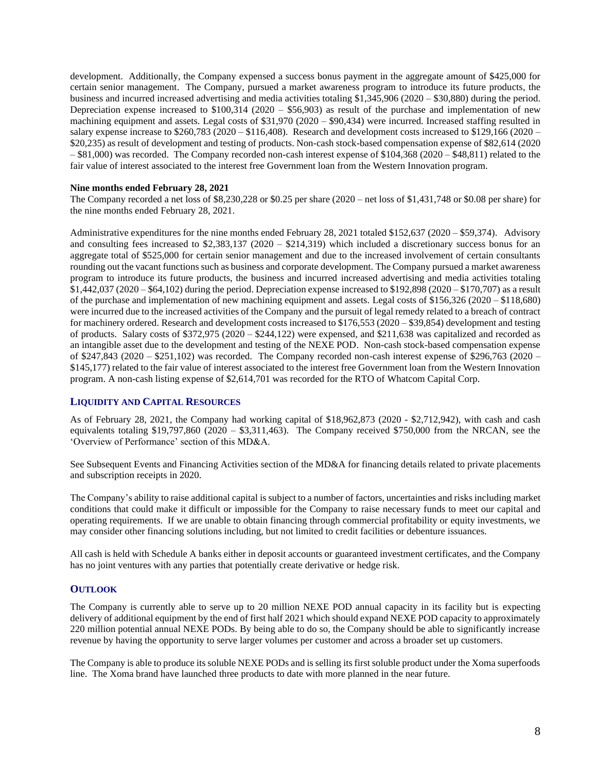development. Additionally, the Company expensed a success bonus payment in the aggregate amount of $425,000 for certain senior management. The Company, pursued a market awareness program to introduce its future products, the business and incurred increased advertising and media activities totaling $1,345,906 (2020 – $30,880) during the period. Depreciation expense increased to $100,314 (2020 – $56,903) as result of the purchase and implementation of new machining equipment and assets. Legal costs of $31,970 (2020 – $90,434) were incurred. Increased staffing resulted in salary expense increase to $260,783 (2020 – $116,408). Research and development costs increased to $129,166 (2020 – $20,235) as result of development and testing of products. Non-cash stock-based compensation expense of $82,614 (2020 – $81,000) was recorded. The Company recorded non-cash interest expense of $104,368 (2020 – $48,811) related to the fair value of interest associated to the interest free Government loan from the Western Innovation program.

**Nine months ended February 28, 2021**

The Company recorded a net loss of $8,230,228 or $0.25 per share (2020 – net loss of $1,431,748 or $0.08 per share) for the nine months ended February 28, 2021.

Administrative expenditures for the nine months ended February 28, 2021 totaled $152,637 (2020 – $59,374). Advisory and consulting fees increased to $2,383,137 (2020 – $214,319) which included a discretionary success bonus for an aggregate total of $525,000 for certain senior management and due to the increased involvement of certain consultants rounding out the vacant functions such as business and corporate development. The Company pursued a market awareness program to introduce its future products, the business and incurred increased advertising and media activities totaling $1,442,037 (2020 – $64,102) during the period. Depreciation expense increased to $192,898 (2020 – $170,707) as a result of the purchase and implementation of new machining equipment and assets. Legal costs of $156,326 (2020 – $118,680) were incurred due to the increased activities of the Company and the pursuit of legal remedy related to a breach of contract for machinery ordered. Research and development costs increased to $176,553 (2020 – $39,854) development and testing of products. Salary costs of $372,975 (2020 – $244,122) were expensed, and $211,638 was capitalized and recorded as an intangible asset due to the development and testing of the NEXE POD. Non-cash stock-based compensation expense of $247,843 (2020 – $251,102) was recorded. The Company recorded non-cash interest expense of $296,763 (2020 – $145,177) related to the fair value of interest associated to the interest free Government loan from the Western Innovation program. A non-cash listing expense of $2,614,701 was recorded for the RTO of Whatcom Capital Corp.

## Liquidity and Capital Resources

As of February 28, 2021, the Company had working capital of $18,962,873 (2020 - $2,712,942), with cash and cash equivalents totaling $19,797,860 (2020 – $3,311,463). The Company received $750,000 from the NRCAN, see the 'Overview of Performance' section of this MD&A.

See Subsequent Events and Financing Activities section of the MD&A for financing details related to private placements and subscription receipts in 2020.

The Company's ability to raise additional capital is subject to a number of factors, uncertainties and risks including market conditions that could make it difficult or impossible for the Company to raise necessary funds to meet our capital and operating requirements. If we are unable to obtain financing through commercial profitability or equity investments, we may consider other financing solutions including, but not limited to credit facilities or debenture issuances.

All cash is held with Schedule A banks either in deposit accounts or guaranteed investment certificates, and the Company has no joint ventures with any parties that potentially create derivative or hedge risk.

## Outlook

The Company is currently able to serve up to 20 million NEXE POD annual capacity in its facility but is expecting delivery of additional equipment by the end of first half 2021 which should expand NEXE POD capacity to approximately 220 million potential annual NEXE PODs. By being able to do so, the Company should be able to significantly increase revenue by having the opportunity to serve larger volumes per customer and across a broader set up customers.

The Company is able to produce its soluble NEXE PODs and is selling its first soluble product under the Xoma superfoods line. The Xoma brand have launched three products to date with more planned in the near future.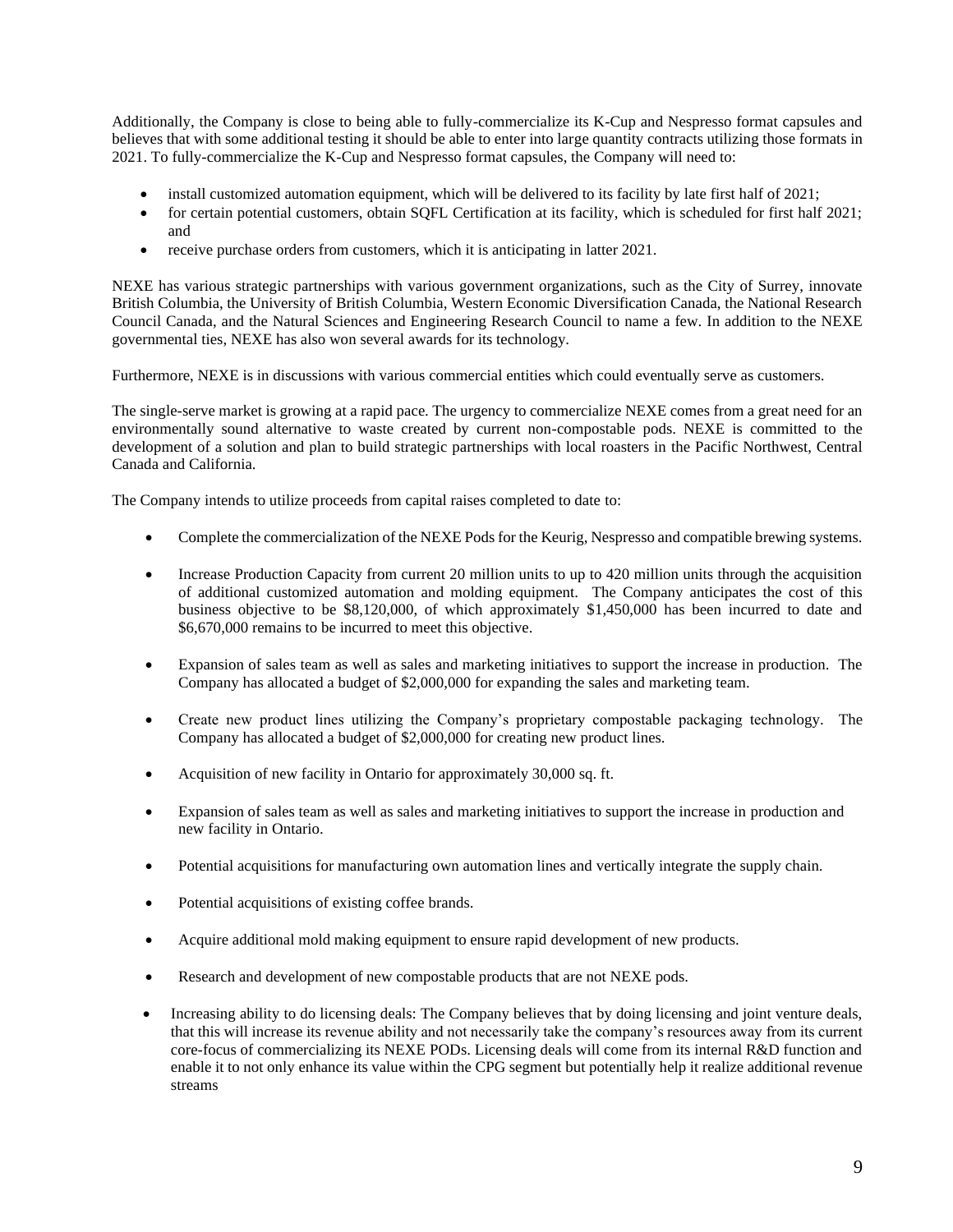Additionally, the Company is close to being able to fully-commercialize its K-Cup and Nespresso format capsules and believes that with some additional testing it should be able to enter into large quantity contracts utilizing those formats in 2021. To fully-commercialize the K-Cup and Nespresso format capsules, the Company will need to:

- install customized automation equipment, which will be delivered to its facility by late first half of 2021;
- for certain potential customers, obtain SQFL Certification at its facility, which is scheduled for first half 2021; and
- receive purchase orders from customers, which it is anticipating in latter 2021.

NEXE has various strategic partnerships with various government organizations, such as the City of Surrey, innovate British Columbia, the University of British Columbia, Western Economic Diversification Canada, the National Research Council Canada, and the Natural Sciences and Engineering Research Council to name a few. In addition to the NEXE governmental ties, NEXE has also won several awards for its technology.

Furthermore, NEXE is in discussions with various commercial entities which could eventually serve as customers.

The single-serve market is growing at a rapid pace. The urgency to commercialize NEXE comes from a great need for an environmentally sound alternative to waste created by current non-compostable pods. NEXE is committed to the development of a solution and plan to build strategic partnerships with local roasters in the Pacific Northwest, Central Canada and California.

The Company intends to utilize proceeds from capital raises completed to date to:

- Complete the commercialization of the NEXE Pods for the Keurig, Nespresso and compatible brewing systems.
- Increase Production Capacity from current 20 million units to up to 420 million units through the acquisition of additional customized automation and molding equipment. The Company anticipates the cost of this business objective to be $8,120,000, of which approximately $1,450,000 has been incurred to date and $6,670,000 remains to be incurred to meet this objective.
- Expansion of sales team as well as sales and marketing initiatives to support the increase in production. The Company has allocated a budget of $2,000,000 for expanding the sales and marketing team.
- Create new product lines utilizing the Company's proprietary compostable packaging technology. The Company has allocated a budget of $2,000,000 for creating new product lines.
- Acquisition of new facility in Ontario for approximately 30,000 sq. ft.
- Expansion of sales team as well as sales and marketing initiatives to support the increase in production and new facility in Ontario.
- Potential acquisitions for manufacturing own automation lines and vertically integrate the supply chain.
- Potential acquisitions of existing coffee brands.
- Acquire additional mold making equipment to ensure rapid development of new products.
- Research and development of new compostable products that are not NEXE pods.
- Increasing ability to do licensing deals: The Company believes that by doing licensing and joint venture deals, that this will increase its revenue ability and not necessarily take the company's resources away from its current core-focus of commercializing its NEXE PODs. Licensing deals will come from its internal R&D function and enable it to not only enhance its value within the CPG segment but potentially help it realize additional revenue streams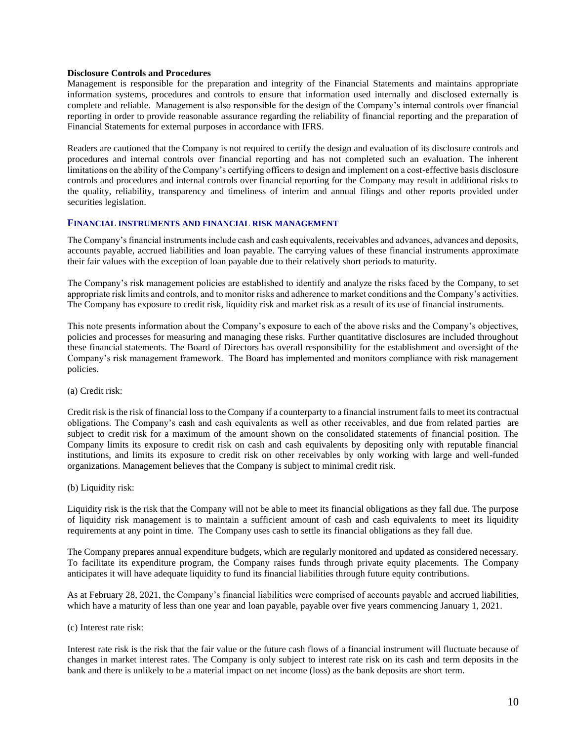**Disclosure Controls and Procedures**

Management is responsible for the preparation and integrity of the Financial Statements and maintains appropriate information systems, procedures and controls to ensure that information used internally and disclosed externally is complete and reliable. Management is also responsible for the design of the Company's internal controls over financial reporting in order to provide reasonable assurance regarding the reliability of financial reporting and the preparation of Financial Statements for external purposes in accordance with IFRS.

Readers are cautioned that the Company is not required to certify the design and evaluation of its disclosure controls and procedures and internal controls over financial reporting and has not completed such an evaluation. The inherent limitations on the ability of the Company's certifying officers to design and implement on a cost-effective basis disclosure controls and procedures and internal controls over financial reporting for the Company may result in additional risks to the quality, reliability, transparency and timeliness of interim and annual filings and other reports provided under securities legislation.

## FINANCIAL INSTRUMENTS AND FINANCIAL RISK MANAGEMENT

The Company's financial instruments include cash and cash equivalents, receivables and advances, advances and deposits, accounts payable, accrued liabilities and loan payable. The carrying values of these financial instruments approximate their fair values with the exception of loan payable due to their relatively short periods to maturity.

The Company's risk management policies are established to identify and analyze the risks faced by the Company, to set appropriate risk limits and controls, and to monitor risks and adherence to market conditions and the Company's activities. The Company has exposure to credit risk, liquidity risk and market risk as a result of its use of financial instruments.

This note presents information about the Company's exposure to each of the above risks and the Company's objectives, policies and processes for measuring and managing these risks. Further quantitative disclosures are included throughout these financial statements. The Board of Directors has overall responsibility for the establishment and oversight of the Company's risk management framework. The Board has implemented and monitors compliance with risk management policies.

(a) Credit risk:

Credit risk is the risk of financial loss to the Company if a counterparty to a financial instrument fails to meet its contractual obligations. The Company's cash and cash equivalents as well as other receivables, and due from related parties are subject to credit risk for a maximum of the amount shown on the consolidated statements of financial position. The Company limits its exposure to credit risk on cash and cash equivalents by depositing only with reputable financial institutions, and limits its exposure to credit risk on other receivables by only working with large and well-funded organizations. Management believes that the Company is subject to minimal credit risk.

(b) Liquidity risk:

Liquidity risk is the risk that the Company will not be able to meet its financial obligations as they fall due. The purpose of liquidity risk management is to maintain a sufficient amount of cash and cash equivalents to meet its liquidity requirements at any point in time. The Company uses cash to settle its financial obligations as they fall due.

The Company prepares annual expenditure budgets, which are regularly monitored and updated as considered necessary. To facilitate its expenditure program, the Company raises funds through private equity placements. The Company anticipates it will have adequate liquidity to fund its financial liabilities through future equity contributions.

As at February 28, 2021, the Company's financial liabilities were comprised of accounts payable and accrued liabilities, which have a maturity of less than one year and loan payable, payable over five years commencing January 1, 2021.

(c) Interest rate risk:

Interest rate risk is the risk that the fair value or the future cash flows of a financial instrument will fluctuate because of changes in market interest rates. The Company is only subject to interest rate risk on its cash and term deposits in the bank and there is unlikely to be a material impact on net income (loss) as the bank deposits are short term.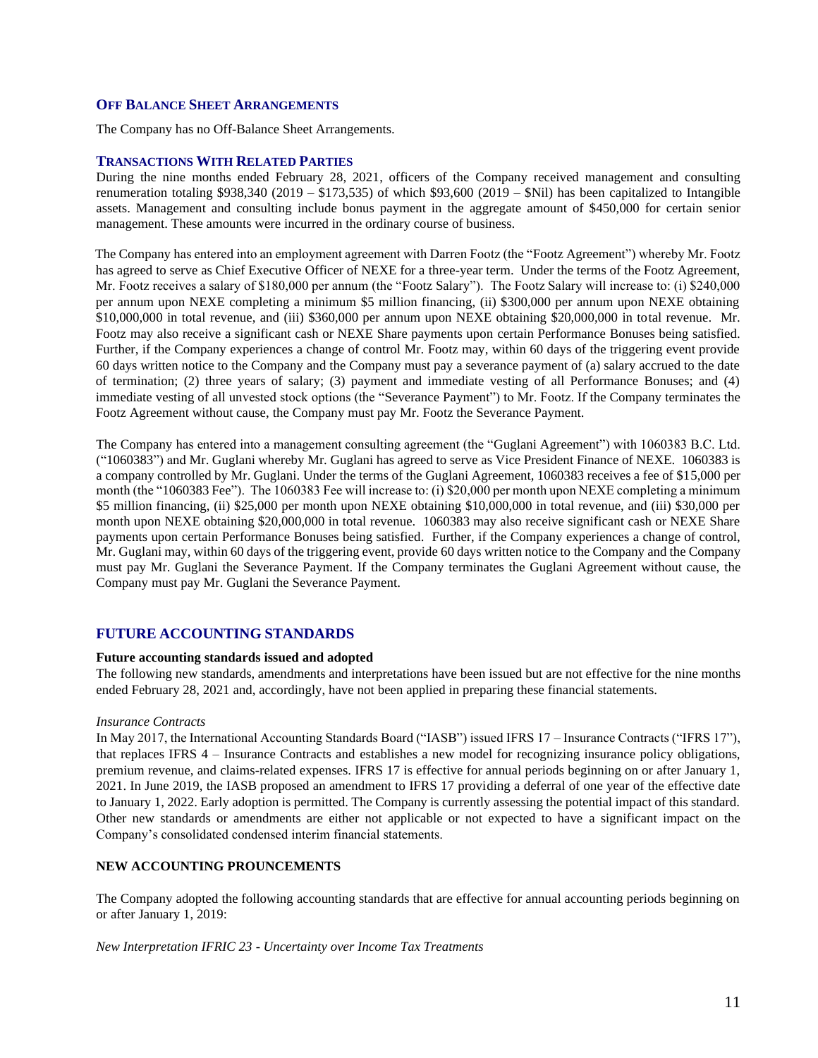## OFF BALANCE SHEET ARRANGEMENTS

The Company has no Off-Balance Sheet Arrangements.

## TRANSACTIONS WITH RELATED PARTIES

During the nine months ended February 28, 2021, officers of the Company received management and consulting renumeration totaling $938,340 (2019 – $173,535) of which $93,600 (2019 – $Nil) has been capitalized to Intangible assets. Management and consulting include bonus payment in the aggregate amount of $450,000 for certain senior management. These amounts were incurred in the ordinary course of business.

The Company has entered into an employment agreement with Darren Footz (the "Footz Agreement") whereby Mr. Footz has agreed to serve as Chief Executive Officer of NEXE for a three-year term. Under the terms of the Footz Agreement, Mr. Footz receives a salary of $180,000 per annum (the "Footz Salary"). The Footz Salary will increase to: (i) $240,000 per annum upon NEXE completing a minimum $5 million financing, (ii) $300,000 per annum upon NEXE obtaining $10,000,000 in total revenue, and (iii) $360,000 per annum upon NEXE obtaining $20,000,000 in total revenue. Mr. Footz may also receive a significant cash or NEXE Share payments upon certain Performance Bonuses being satisfied. Further, if the Company experiences a change of control Mr. Footz may, within 60 days of the triggering event provide 60 days written notice to the Company and the Company must pay a severance payment of (a) salary accrued to the date of termination; (2) three years of salary; (3) payment and immediate vesting of all Performance Bonuses; and (4) immediate vesting of all unvested stock options (the "Severance Payment") to Mr. Footz. If the Company terminates the Footz Agreement without cause, the Company must pay Mr. Footz the Severance Payment.

The Company has entered into a management consulting agreement (the "Guglani Agreement") with 1060383 B.C. Ltd. ("1060383") and Mr. Guglani whereby Mr. Guglani has agreed to serve as Vice President Finance of NEXE. 1060383 is a company controlled by Mr. Guglani. Under the terms of the Guglani Agreement, 1060383 receives a fee of $15,000 per month (the "1060383 Fee"). The 1060383 Fee will increase to: (i) $20,000 per month upon NEXE completing a minimum $5 million financing, (ii) $25,000 per month upon NEXE obtaining $10,000,000 in total revenue, and (iii) $30,000 per month upon NEXE obtaining $20,000,000 in total revenue. 1060383 may also receive significant cash or NEXE Share payments upon certain Performance Bonuses being satisfied. Further, if the Company experiences a change of control, Mr. Guglani may, within 60 days of the triggering event, provide 60 days written notice to the Company and the Company must pay Mr. Guglani the Severance Payment. If the Company terminates the Guglani Agreement without cause, the Company must pay Mr. Guglani the Severance Payment.

## FUTURE ACCOUNTING STANDARDS

**Future accounting standards issued and adopted**

The following new standards, amendments and interpretations have been issued but are not effective for the nine months ended February 28, 2021 and, accordingly, have not been applied in preparing these financial statements.

*Insurance Contracts*

In May 2017, the International Accounting Standards Board ("IASB") issued IFRS 17 – Insurance Contracts ("IFRS 17"), that replaces IFRS 4 – Insurance Contracts and establishes a new model for recognizing insurance policy obligations, premium revenue, and claims-related expenses. IFRS 17 is effective for annual periods beginning on or after January 1, 2021. In June 2019, the IASB proposed an amendment to IFRS 17 providing a deferral of one year of the effective date to January 1, 2022. Early adoption is permitted. The Company is currently assessing the potential impact of this standard. Other new standards or amendments are either not applicable or not expected to have a significant impact on the Company's consolidated condensed interim financial statements.

**NEW ACCOUNTING PROUNCEMENTS**

The Company adopted the following accounting standards that are effective for annual accounting periods beginning on or after January 1, 2019:

*New Interpretation IFRIC 23 - Uncertainty over Income Tax Treatments*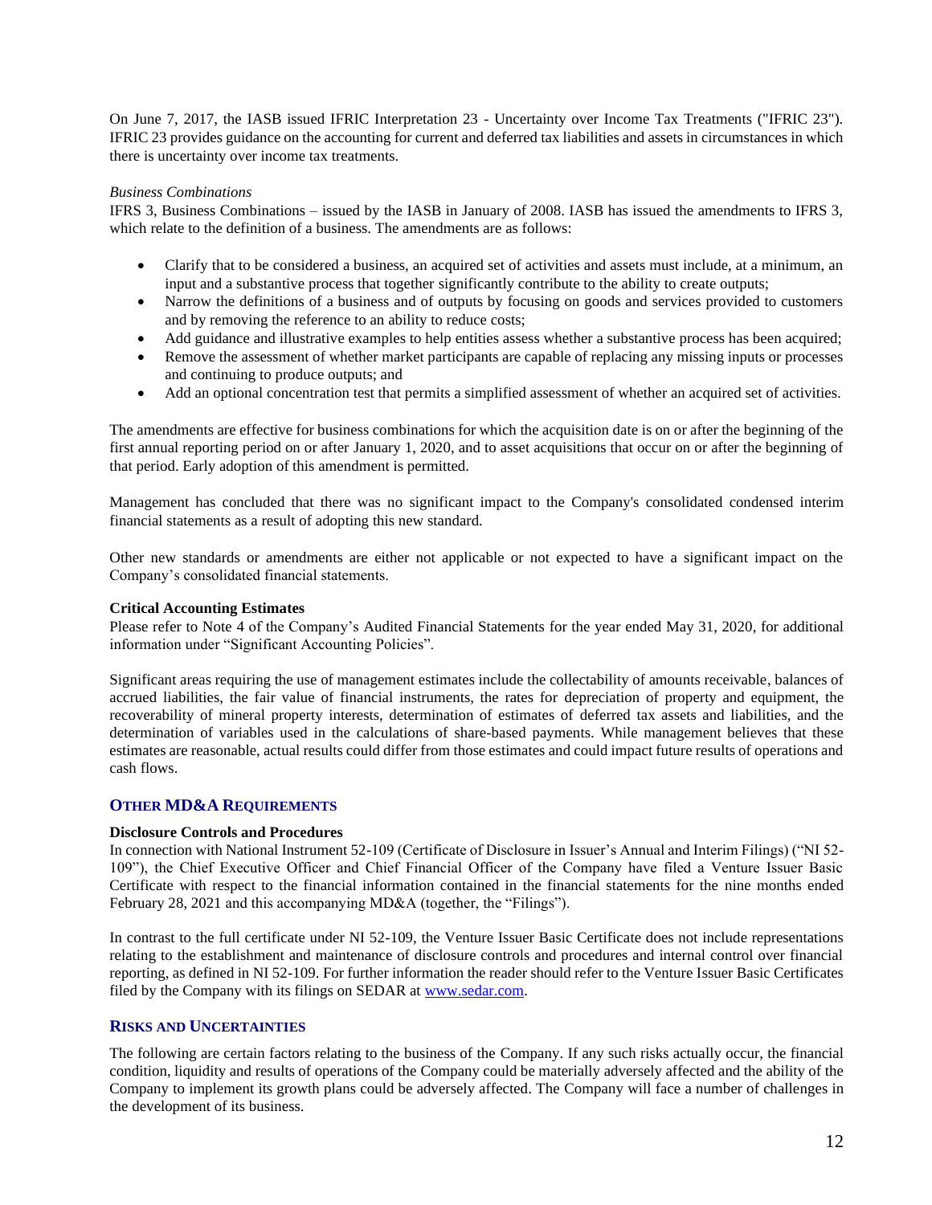On June 7, 2017, the IASB issued IFRIC Interpretation 23 - Uncertainty over Income Tax Treatments ("IFRIC 23"). IFRIC 23 provides guidance on the accounting for current and deferred tax liabilities and assets in circumstances in which there is uncertainty over income tax treatments.

*Business Combinations*
IFRS 3, Business Combinations – issued by the IASB in January of 2008. IASB has issued the amendments to IFRS 3, which relate to the definition of a business. The amendments are as follows:

- Clarify that to be considered a business, an acquired set of activities and assets must include, at a minimum, an input and a substantive process that together significantly contribute to the ability to create outputs;
- Narrow the definitions of a business and of outputs by focusing on goods and services provided to customers and by removing the reference to an ability to reduce costs;
- Add guidance and illustrative examples to help entities assess whether a substantive process has been acquired;
- Remove the assessment of whether market participants are capable of replacing any missing inputs or processes and continuing to produce outputs; and
- Add an optional concentration test that permits a simplified assessment of whether an acquired set of activities.

The amendments are effective for business combinations for which the acquisition date is on or after the beginning of the first annual reporting period on or after January 1, 2020, and to asset acquisitions that occur on or after the beginning of that period. Early adoption of this amendment is permitted.

Management has concluded that there was no significant impact to the Company's consolidated condensed interim financial statements as a result of adopting this new standard.

Other new standards or amendments are either not applicable or not expected to have a significant impact on the Company's consolidated financial statements.

**Critical Accounting Estimates**
Please refer to Note 4 of the Company's Audited Financial Statements for the year ended May 31, 2020, for additional information under "Significant Accounting Policies".

Significant areas requiring the use of management estimates include the collectability of amounts receivable, balances of accrued liabilities, the fair value of financial instruments, the rates for depreciation of property and equipment, the recoverability of mineral property interests, determination of estimates of deferred tax assets and liabilities, and the determination of variables used in the calculations of share-based payments. While management believes that these estimates are reasonable, actual results could differ from those estimates and could impact future results of operations and cash flows.

## OTHER MD&A REQUIREMENTS

**Disclosure Controls and Procedures**
In connection with National Instrument 52-109 (Certificate of Disclosure in Issuer's Annual and Interim Filings) ("NI 52-109"), the Chief Executive Officer and Chief Financial Officer of the Company have filed a Venture Issuer Basic Certificate with respect to the financial information contained in the financial statements for the nine months ended February 28, 2021 and this accompanying MD&A (together, the "Filings").

In contrast to the full certificate under NI 52-109, the Venture Issuer Basic Certificate does not include representations relating to the establishment and maintenance of disclosure controls and procedures and internal control over financial reporting, as defined in NI 52-109. For further information the reader should refer to the Venture Issuer Basic Certificates filed by the Company with its filings on SEDAR at www.sedar.com.

## RISKS AND UNCERTAINTIES

The following are certain factors relating to the business of the Company. If any such risks actually occur, the financial condition, liquidity and results of operations of the Company could be materially adversely affected and the ability of the Company to implement its growth plans could be adversely affected. The Company will face a number of challenges in the development of its business.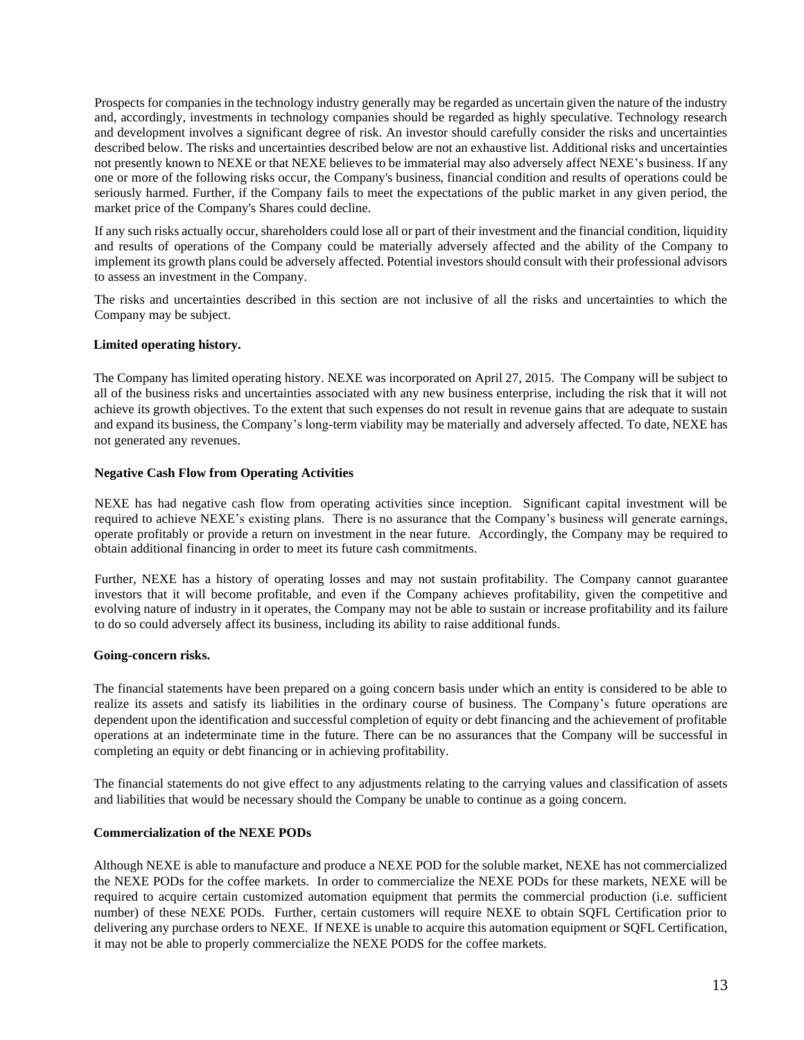Prospects for companies in the technology industry generally may be regarded as uncertain given the nature of the industry and, accordingly, investments in technology companies should be regarded as highly speculative. Technology research and development involves a significant degree of risk. An investor should carefully consider the risks and uncertainties described below. The risks and uncertainties described below are not an exhaustive list. Additional risks and uncertainties not presently known to NEXE or that NEXE believes to be immaterial may also adversely affect NEXE's business. If any one or more of the following risks occur, the Company's business, financial condition and results of operations could be seriously harmed. Further, if the Company fails to meet the expectations of the public market in any given period, the market price of the Company's Shares could decline.

If any such risks actually occur, shareholders could lose all or part of their investment and the financial condition, liquidity and results of operations of the Company could be materially adversely affected and the ability of the Company to implement its growth plans could be adversely affected. Potential investors should consult with their professional advisors to assess an investment in the Company.

The risks and uncertainties described in this section are not inclusive of all the risks and uncertainties to which the Company may be subject.

**Limited operating history.**

The Company has limited operating history. NEXE was incorporated on April 27, 2015. The Company will be subject to all of the business risks and uncertainties associated with any new business enterprise, including the risk that it will not achieve its growth objectives. To the extent that such expenses do not result in revenue gains that are adequate to sustain and expand its business, the Company's long-term viability may be materially and adversely affected. To date, NEXE has not generated any revenues.

**Negative Cash Flow from Operating Activities**

NEXE has had negative cash flow from operating activities since inception. Significant capital investment will be required to achieve NEXE's existing plans. There is no assurance that the Company's business will generate earnings, operate profitably or provide a return on investment in the near future. Accordingly, the Company may be required to obtain additional financing in order to meet its future cash commitments.

Further, NEXE has a history of operating losses and may not sustain profitability. The Company cannot guarantee investors that it will become profitable, and even if the Company achieves profitability, given the competitive and evolving nature of industry in it operates, the Company may not be able to sustain or increase profitability and its failure to do so could adversely affect its business, including its ability to raise additional funds.

**Going-concern risks.**

The financial statements have been prepared on a going concern basis under which an entity is considered to be able to realize its assets and satisfy its liabilities in the ordinary course of business. The Company's future operations are dependent upon the identification and successful completion of equity or debt financing and the achievement of profitable operations at an indeterminate time in the future. There can be no assurances that the Company will be successful in completing an equity or debt financing or in achieving profitability.

The financial statements do not give effect to any adjustments relating to the carrying values and classification of assets and liabilities that would be necessary should the Company be unable to continue as a going concern.

**Commercialization of the NEXE PODs**

Although NEXE is able to manufacture and produce a NEXE POD for the soluble market, NEXE has not commercialized the NEXE PODs for the coffee markets. In order to commercialize the NEXE PODs for these markets, NEXE will be required to acquire certain customized automation equipment that permits the commercial production (i.e. sufficient number) of these NEXE PODs. Further, certain customers will require NEXE to obtain SQFL Certification prior to delivering any purchase orders to NEXE. If NEXE is unable to acquire this automation equipment or SQFL Certification, it may not be able to properly commercialize the NEXE PODS for the coffee markets.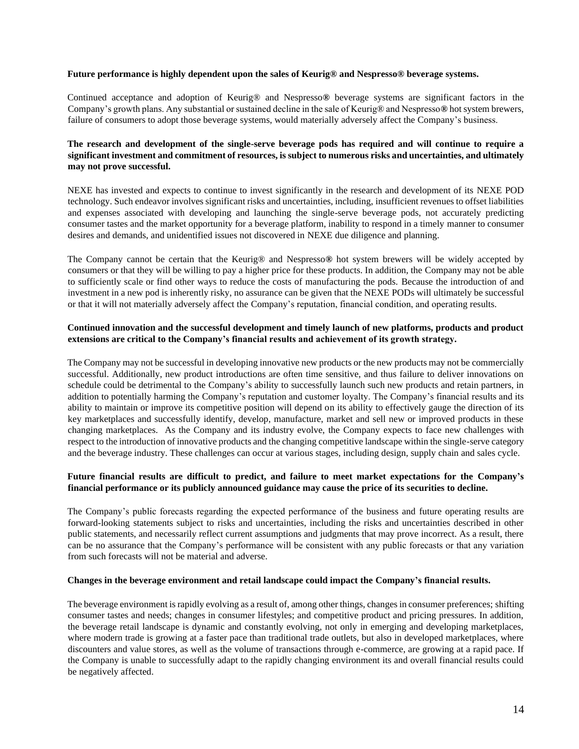**Future performance is highly dependent upon the sales of Keurig® and Nespresso® beverage systems.**

Continued acceptance and adoption of Keurig® and Nespresso**®** beverage systems are significant factors in the Company's growth plans. Any substantial or sustained decline in the sale of Keurig® and Nespresso**®** hot system brewers, failure of consumers to adopt those beverage systems, would materially adversely affect the Company's business.

**The research and development of the single-serve beverage pods has required and will continue to require a significant investment and commitment of resources, is subject to numerous risks and uncertainties, and ultimately may not prove successful.**

NEXE has invested and expects to continue to invest significantly in the research and development of its NEXE POD technology. Such endeavor involves significant risks and uncertainties, including, insufficient revenues to offset liabilities and expenses associated with developing and launching the single-serve beverage pods, not accurately predicting consumer tastes and the market opportunity for a beverage platform, inability to respond in a timely manner to consumer desires and demands, and unidentified issues not discovered in NEXE due diligence and planning.

The Company cannot be certain that the Keurig® and Nespresso**®** hot system brewers will be widely accepted by consumers or that they will be willing to pay a higher price for these products. In addition, the Company may not be able to sufficiently scale or find other ways to reduce the costs of manufacturing the pods. Because the introduction of and investment in a new pod is inherently risky, no assurance can be given that the NEXE PODs will ultimately be successful or that it will not materially adversely affect the Company's reputation, financial condition, and operating results.

**Continued innovation and the successful development and timely launch of new platforms, products and product extensions are critical to the Company's financial results and achievement of its growth strategy.**

The Company may not be successful in developing innovative new products or the new products may not be commercially successful. Additionally, new product introductions are often time sensitive, and thus failure to deliver innovations on schedule could be detrimental to the Company's ability to successfully launch such new products and retain partners, in addition to potentially harming the Company's reputation and customer loyalty. The Company's financial results and its ability to maintain or improve its competitive position will depend on its ability to effectively gauge the direction of its key marketplaces and successfully identify, develop, manufacture, market and sell new or improved products in these changing marketplaces. As the Company and its industry evolve, the Company expects to face new challenges with respect to the introduction of innovative products and the changing competitive landscape within the single-serve category and the beverage industry. These challenges can occur at various stages, including design, supply chain and sales cycle.

**Future financial results are difficult to predict, and failure to meet market expectations for the Company's financial performance or its publicly announced guidance may cause the price of its securities to decline.**

The Company's public forecasts regarding the expected performance of the business and future operating results are forward-looking statements subject to risks and uncertainties, including the risks and uncertainties described in other public statements, and necessarily reflect current assumptions and judgments that may prove incorrect. As a result, there can be no assurance that the Company's performance will be consistent with any public forecasts or that any variation from such forecasts will not be material and adverse.

**Changes in the beverage environment and retail landscape could impact the Company's financial results.**

The beverage environment is rapidly evolving as a result of, among other things, changes in consumer preferences; shifting consumer tastes and needs; changes in consumer lifestyles; and competitive product and pricing pressures. In addition, the beverage retail landscape is dynamic and constantly evolving, not only in emerging and developing marketplaces, where modern trade is growing at a faster pace than traditional trade outlets, but also in developed marketplaces, where discounters and value stores, as well as the volume of transactions through e-commerce, are growing at a rapid pace. If the Company is unable to successfully adapt to the rapidly changing environment its and overall financial results could be negatively affected.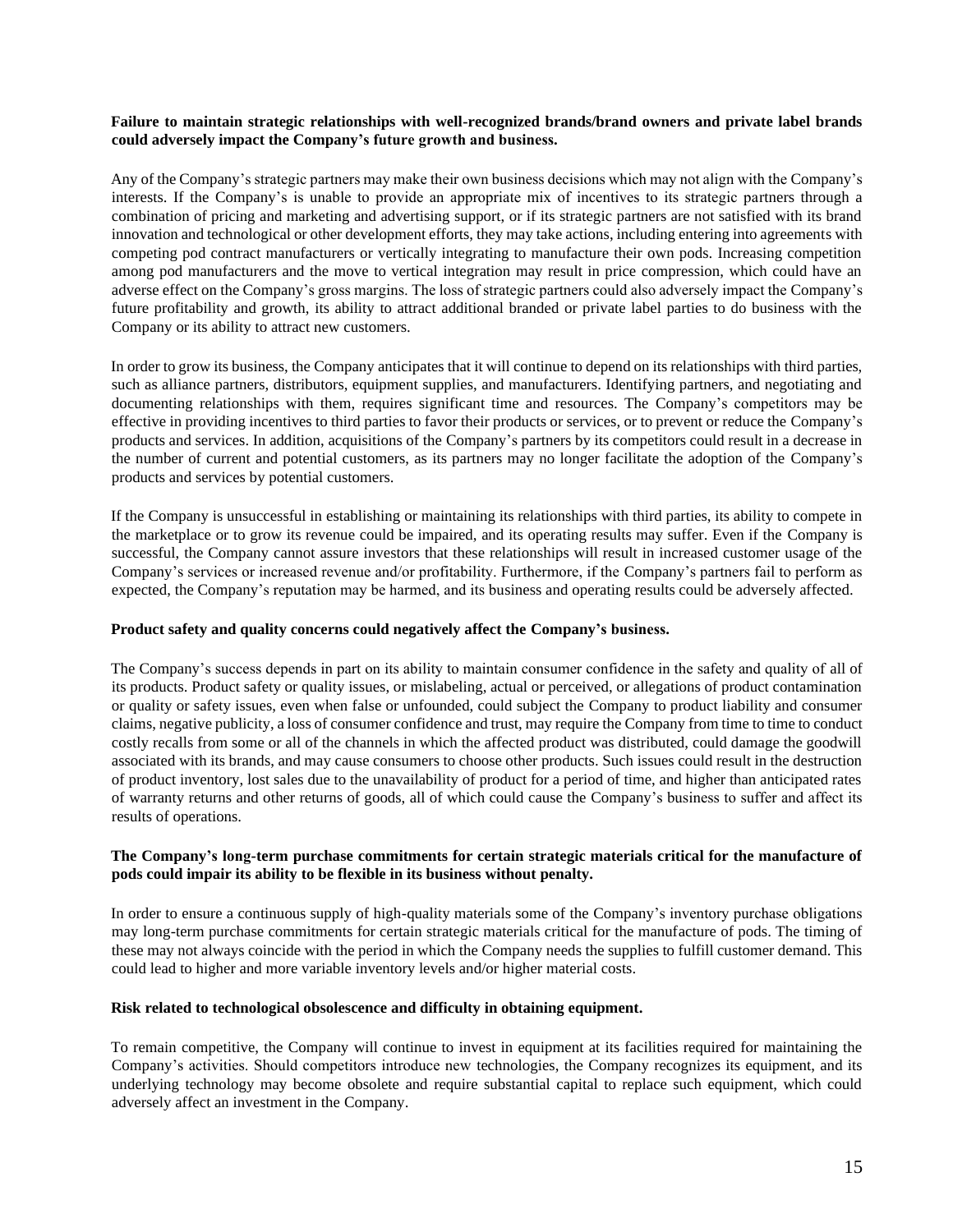**Failure to maintain strategic relationships with well-recognized brands/brand owners and private label brands could adversely impact the Company's future growth and business.**

Any of the Company's strategic partners may make their own business decisions which may not align with the Company's interests. If the Company's is unable to provide an appropriate mix of incentives to its strategic partners through a combination of pricing and marketing and advertising support, or if its strategic partners are not satisfied with its brand innovation and technological or other development efforts, they may take actions, including entering into agreements with competing pod contract manufacturers or vertically integrating to manufacture their own pods. Increasing competition among pod manufacturers and the move to vertical integration may result in price compression, which could have an adverse effect on the Company's gross margins. The loss of strategic partners could also adversely impact the Company's future profitability and growth, its ability to attract additional branded or private label parties to do business with the Company or its ability to attract new customers.

In order to grow its business, the Company anticipates that it will continue to depend on its relationships with third parties, such as alliance partners, distributors, equipment supplies, and manufacturers. Identifying partners, and negotiating and documenting relationships with them, requires significant time and resources. The Company's competitors may be effective in providing incentives to third parties to favor their products or services, or to prevent or reduce the Company's products and services. In addition, acquisitions of the Company's partners by its competitors could result in a decrease in the number of current and potential customers, as its partners may no longer facilitate the adoption of the Company's products and services by potential customers.

If the Company is unsuccessful in establishing or maintaining its relationships with third parties, its ability to compete in the marketplace or to grow its revenue could be impaired, and its operating results may suffer. Even if the Company is successful, the Company cannot assure investors that these relationships will result in increased customer usage of the Company's services or increased revenue and/or profitability. Furthermore, if the Company's partners fail to perform as expected, the Company's reputation may be harmed, and its business and operating results could be adversely affected.

**Product safety and quality concerns could negatively affect the Company's business.**

The Company's success depends in part on its ability to maintain consumer confidence in the safety and quality of all of its products. Product safety or quality issues, or mislabeling, actual or perceived, or allegations of product contamination or quality or safety issues, even when false or unfounded, could subject the Company to product liability and consumer claims, negative publicity, a loss of consumer confidence and trust, may require the Company from time to time to conduct costly recalls from some or all of the channels in which the affected product was distributed, could damage the goodwill associated with its brands, and may cause consumers to choose other products. Such issues could result in the destruction of product inventory, lost sales due to the unavailability of product for a period of time, and higher than anticipated rates of warranty returns and other returns of goods, all of which could cause the Company's business to suffer and affect its results of operations.

**The Company's long-term purchase commitments for certain strategic materials critical for the manufacture of pods could impair its ability to be flexible in its business without penalty.**

In order to ensure a continuous supply of high-quality materials some of the Company's inventory purchase obligations may long-term purchase commitments for certain strategic materials critical for the manufacture of pods. The timing of these may not always coincide with the period in which the Company needs the supplies to fulfill customer demand. This could lead to higher and more variable inventory levels and/or higher material costs.

**Risk related to technological obsolescence and difficulty in obtaining equipment.**

To remain competitive, the Company will continue to invest in equipment at its facilities required for maintaining the Company's activities. Should competitors introduce new technologies, the Company recognizes its equipment, and its underlying technology may become obsolete and require substantial capital to replace such equipment, which could adversely affect an investment in the Company.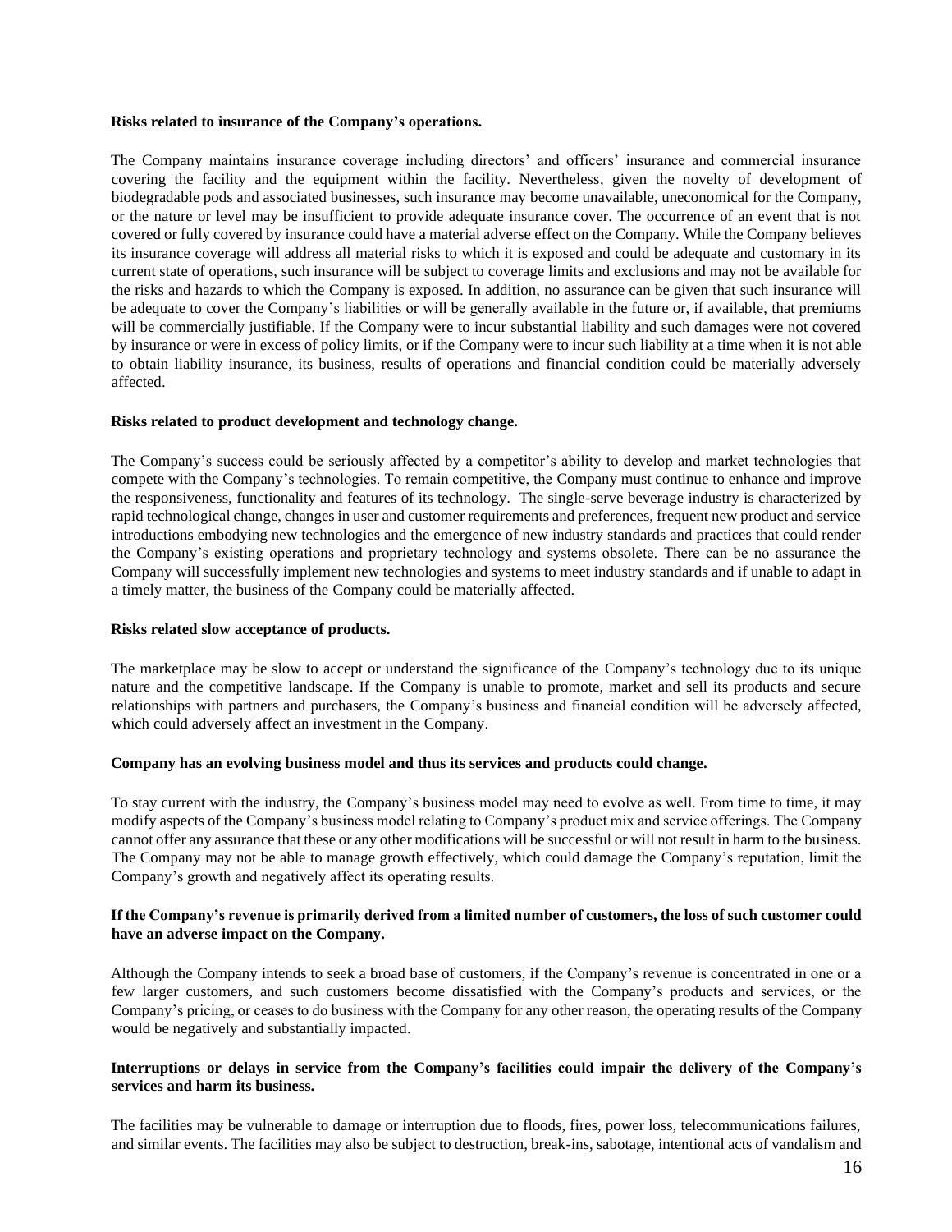**Risks related to insurance of the Company's operations.**

The Company maintains insurance coverage including directors' and officers' insurance and commercial insurance covering the facility and the equipment within the facility. Nevertheless, given the novelty of development of biodegradable pods and associated businesses, such insurance may become unavailable, uneconomical for the Company, or the nature or level may be insufficient to provide adequate insurance cover. The occurrence of an event that is not covered or fully covered by insurance could have a material adverse effect on the Company. While the Company believes its insurance coverage will address all material risks to which it is exposed and could be adequate and customary in its current state of operations, such insurance will be subject to coverage limits and exclusions and may not be available for the risks and hazards to which the Company is exposed. In addition, no assurance can be given that such insurance will be adequate to cover the Company's liabilities or will be generally available in the future or, if available, that premiums will be commercially justifiable. If the Company were to incur substantial liability and such damages were not covered by insurance or were in excess of policy limits, or if the Company were to incur such liability at a time when it is not able to obtain liability insurance, its business, results of operations and financial condition could be materially adversely affected.

**Risks related to product development and technology change.**

The Company's success could be seriously affected by a competitor's ability to develop and market technologies that compete with the Company's technologies. To remain competitive, the Company must continue to enhance and improve the responsiveness, functionality and features of its technology. The single-serve beverage industry is characterized by rapid technological change, changes in user and customer requirements and preferences, frequent new product and service introductions embodying new technologies and the emergence of new industry standards and practices that could render the Company's existing operations and proprietary technology and systems obsolete. There can be no assurance the Company will successfully implement new technologies and systems to meet industry standards and if unable to adapt in a timely matter, the business of the Company could be materially affected.

**Risks related slow acceptance of products.**

The marketplace may be slow to accept or understand the significance of the Company's technology due to its unique nature and the competitive landscape. If the Company is unable to promote, market and sell its products and secure relationships with partners and purchasers, the Company's business and financial condition will be adversely affected, which could adversely affect an investment in the Company.

**Company has an evolving business model and thus its services and products could change.**

To stay current with the industry, the Company's business model may need to evolve as well. From time to time, it may modify aspects of the Company's business model relating to Company's product mix and service offerings. The Company cannot offer any assurance that these or any other modifications will be successful or will not result in harm to the business. The Company may not be able to manage growth effectively, which could damage the Company's reputation, limit the Company's growth and negatively affect its operating results.

**If the Company's revenue is primarily derived from a limited number of customers, the loss of such customer could have an adverse impact on the Company.**

Although the Company intends to seek a broad base of customers, if the Company's revenue is concentrated in one or a few larger customers, and such customers become dissatisfied with the Company's products and services, or the Company's pricing, or ceases to do business with the Company for any other reason, the operating results of the Company would be negatively and substantially impacted.

**Interruptions or delays in service from the Company's facilities could impair the delivery of the Company's services and harm its business.**

The facilities may be vulnerable to damage or interruption due to floods, fires, power loss, telecommunications failures, and similar events. The facilities may also be subject to destruction, break-ins, sabotage, intentional acts of vandalism and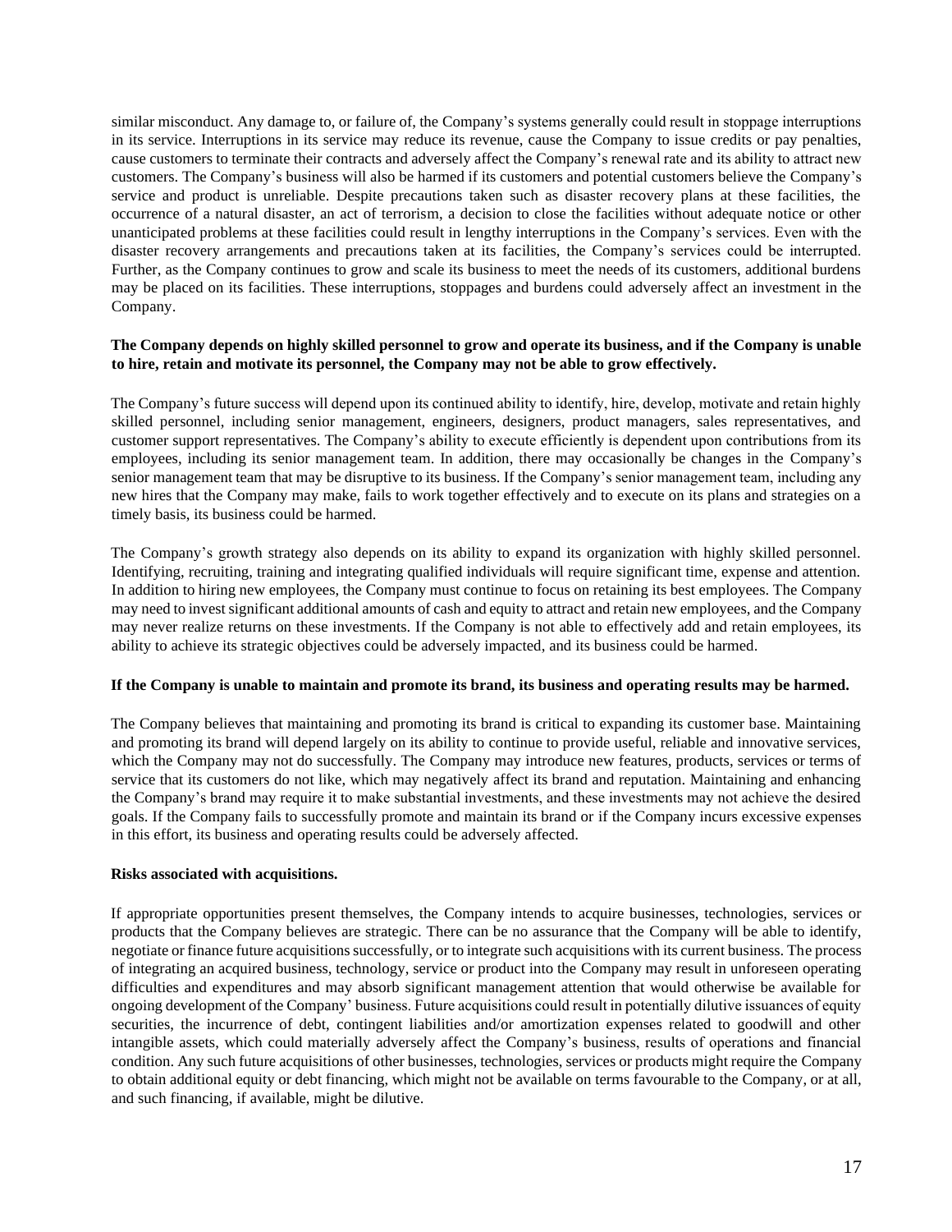similar misconduct. Any damage to, or failure of, the Company's systems generally could result in stoppage interruptions in its service. Interruptions in its service may reduce its revenue, cause the Company to issue credits or pay penalties, cause customers to terminate their contracts and adversely affect the Company's renewal rate and its ability to attract new customers. The Company's business will also be harmed if its customers and potential customers believe the Company's service and product is unreliable. Despite precautions taken such as disaster recovery plans at these facilities, the occurrence of a natural disaster, an act of terrorism, a decision to close the facilities without adequate notice or other unanticipated problems at these facilities could result in lengthy interruptions in the Company's services. Even with the disaster recovery arrangements and precautions taken at its facilities, the Company's services could be interrupted. Further, as the Company continues to grow and scale its business to meet the needs of its customers, additional burdens may be placed on its facilities. These interruptions, stoppages and burdens could adversely affect an investment in the Company.

**The Company depends on highly skilled personnel to grow and operate its business, and if the Company is unable to hire, retain and motivate its personnel, the Company may not be able to grow effectively.**

The Company's future success will depend upon its continued ability to identify, hire, develop, motivate and retain highly skilled personnel, including senior management, engineers, designers, product managers, sales representatives, and customer support representatives. The Company's ability to execute efficiently is dependent upon contributions from its employees, including its senior management team. In addition, there may occasionally be changes in the Company's senior management team that may be disruptive to its business. If the Company's senior management team, including any new hires that the Company may make, fails to work together effectively and to execute on its plans and strategies on a timely basis, its business could be harmed.

The Company's growth strategy also depends on its ability to expand its organization with highly skilled personnel. Identifying, recruiting, training and integrating qualified individuals will require significant time, expense and attention. In addition to hiring new employees, the Company must continue to focus on retaining its best employees. The Company may need to invest significant additional amounts of cash and equity to attract and retain new employees, and the Company may never realize returns on these investments. If the Company is not able to effectively add and retain employees, its ability to achieve its strategic objectives could be adversely impacted, and its business could be harmed.

**If the Company is unable to maintain and promote its brand, its business and operating results may be harmed.**

The Company believes that maintaining and promoting its brand is critical to expanding its customer base. Maintaining and promoting its brand will depend largely on its ability to continue to provide useful, reliable and innovative services, which the Company may not do successfully. The Company may introduce new features, products, services or terms of service that its customers do not like, which may negatively affect its brand and reputation. Maintaining and enhancing the Company's brand may require it to make substantial investments, and these investments may not achieve the desired goals. If the Company fails to successfully promote and maintain its brand or if the Company incurs excessive expenses in this effort, its business and operating results could be adversely affected.

**Risks associated with acquisitions.**

If appropriate opportunities present themselves, the Company intends to acquire businesses, technologies, services or products that the Company believes are strategic. There can be no assurance that the Company will be able to identify, negotiate or finance future acquisitions successfully, or to integrate such acquisitions with its current business. The process of integrating an acquired business, technology, service or product into the Company may result in unforeseen operating difficulties and expenditures and may absorb significant management attention that would otherwise be available for ongoing development of the Company' business. Future acquisitions could result in potentially dilutive issuances of equity securities, the incurrence of debt, contingent liabilities and/or amortization expenses related to goodwill and other intangible assets, which could materially adversely affect the Company's business, results of operations and financial condition. Any such future acquisitions of other businesses, technologies, services or products might require the Company to obtain additional equity or debt financing, which might not be available on terms favourable to the Company, or at all, and such financing, if available, might be dilutive.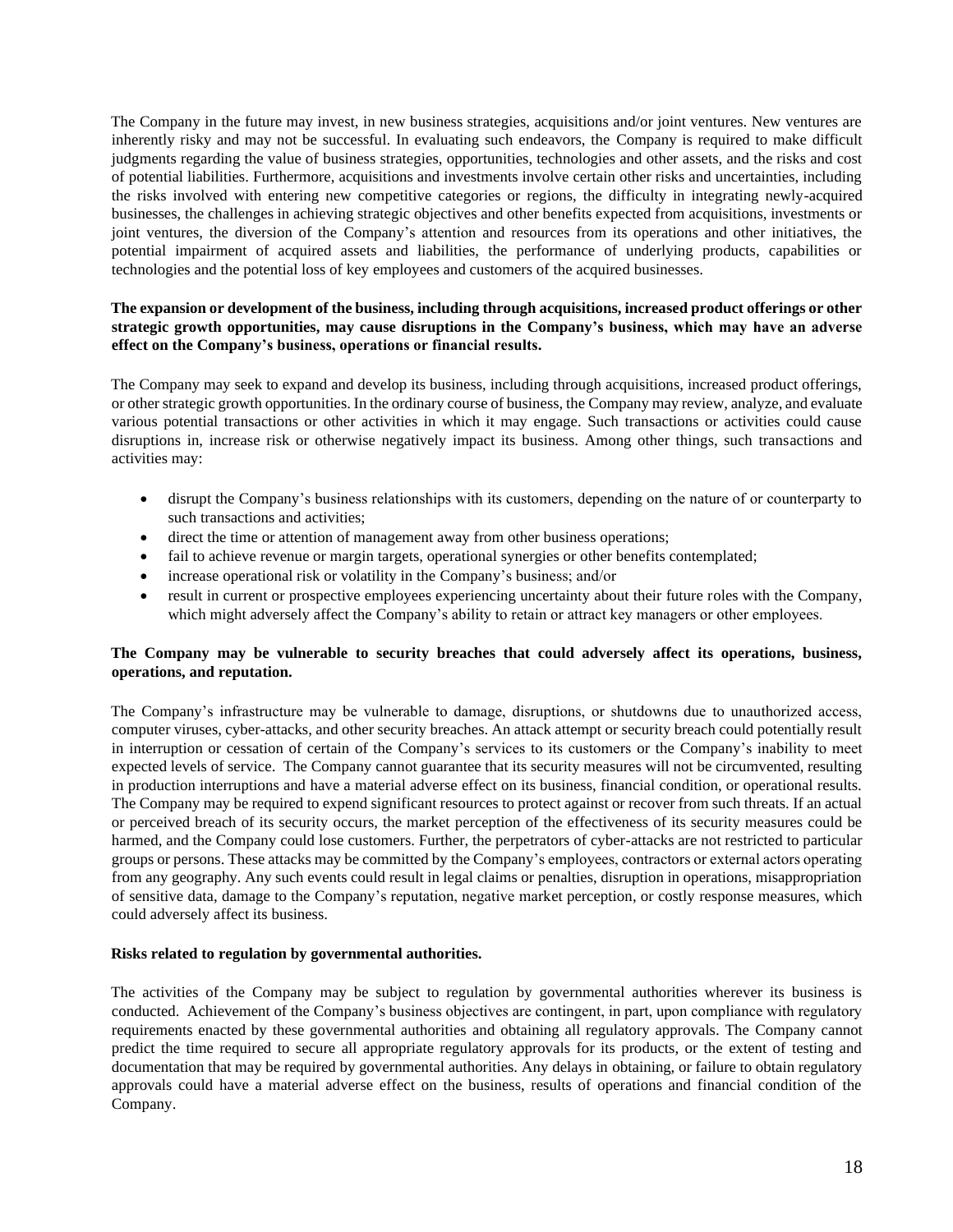The Company in the future may invest, in new business strategies, acquisitions and/or joint ventures. New ventures are inherently risky and may not be successful. In evaluating such endeavors, the Company is required to make difficult judgments regarding the value of business strategies, opportunities, technologies and other assets, and the risks and cost of potential liabilities. Furthermore, acquisitions and investments involve certain other risks and uncertainties, including the risks involved with entering new competitive categories or regions, the difficulty in integrating newly-acquired businesses, the challenges in achieving strategic objectives and other benefits expected from acquisitions, investments or joint ventures, the diversion of the Company's attention and resources from its operations and other initiatives, the potential impairment of acquired assets and liabilities, the performance of underlying products, capabilities or technologies and the potential loss of key employees and customers of the acquired businesses.

**The expansion or development of the business, including through acquisitions, increased product offerings or other strategic growth opportunities, may cause disruptions in the Company's business, which may have an adverse effect on the Company's business, operations or financial results.**

The Company may seek to expand and develop its business, including through acquisitions, increased product offerings, or other strategic growth opportunities. In the ordinary course of business, the Company may review, analyze, and evaluate various potential transactions or other activities in which it may engage. Such transactions or activities could cause disruptions in, increase risk or otherwise negatively impact its business. Among other things, such transactions and activities may:

- disrupt the Company's business relationships with its customers, depending on the nature of or counterparty to such transactions and activities;
- direct the time or attention of management away from other business operations;
- fail to achieve revenue or margin targets, operational synergies or other benefits contemplated;
- increase operational risk or volatility in the Company's business; and/or
- result in current or prospective employees experiencing uncertainty about their future roles with the Company, which might adversely affect the Company's ability to retain or attract key managers or other employees.

**The Company may be vulnerable to security breaches that could adversely affect its operations, business, operations, and reputation.**

The Company's infrastructure may be vulnerable to damage, disruptions, or shutdowns due to unauthorized access, computer viruses, cyber-attacks, and other security breaches. An attack attempt or security breach could potentially result in interruption or cessation of certain of the Company's services to its customers or the Company's inability to meet expected levels of service. The Company cannot guarantee that its security measures will not be circumvented, resulting in production interruptions and have a material adverse effect on its business, financial condition, or operational results. The Company may be required to expend significant resources to protect against or recover from such threats. If an actual or perceived breach of its security occurs, the market perception of the effectiveness of its security measures could be harmed, and the Company could lose customers. Further, the perpetrators of cyber-attacks are not restricted to particular groups or persons. These attacks may be committed by the Company's employees, contractors or external actors operating from any geography. Any such events could result in legal claims or penalties, disruption in operations, misappropriation of sensitive data, damage to the Company's reputation, negative market perception, or costly response measures, which could adversely affect its business.

**Risks related to regulation by governmental authorities.**

The activities of the Company may be subject to regulation by governmental authorities wherever its business is conducted. Achievement of the Company's business objectives are contingent, in part, upon compliance with regulatory requirements enacted by these governmental authorities and obtaining all regulatory approvals. The Company cannot predict the time required to secure all appropriate regulatory approvals for its products, or the extent of testing and documentation that may be required by governmental authorities. Any delays in obtaining, or failure to obtain regulatory approvals could have a material adverse effect on the business, results of operations and financial condition of the Company.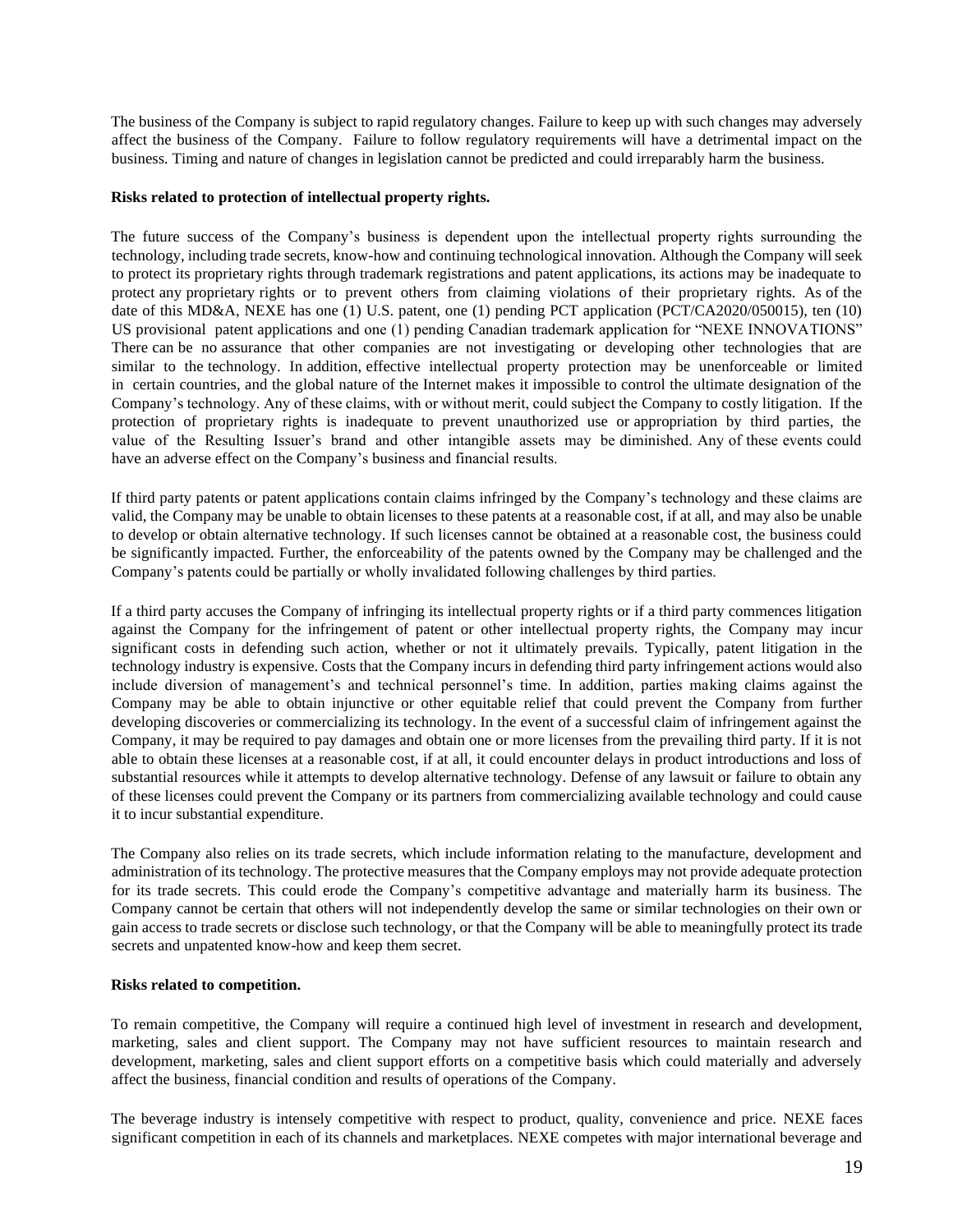The business of the Company is subject to rapid regulatory changes. Failure to keep up with such changes may adversely affect the business of the Company. Failure to follow regulatory requirements will have a detrimental impact on the business. Timing and nature of changes in legislation cannot be predicted and could irreparably harm the business.

**Risks related to protection of intellectual property rights.**

The future success of the Company's business is dependent upon the intellectual property rights surrounding the technology, including trade secrets, know-how and continuing technological innovation. Although the Company will seek to protect its proprietary rights through trademark registrations and patent applications, its actions may be inadequate to protect any proprietary rights or to prevent others from claiming violations of their proprietary rights. As of the date of this MD&A, NEXE has one (1) U.S. patent, one (1) pending PCT application (PCT/CA2020/050015), ten (10) US provisional patent applications and one (1) pending Canadian trademark application for "NEXE INNOVATIONS" There can be no assurance that other companies are not investigating or developing other technologies that are similar to the technology. In addition, effective intellectual property protection may be unenforceable or limited in certain countries, and the global nature of the Internet makes it impossible to control the ultimate designation of the Company's technology. Any of these claims, with or without merit, could subject the Company to costly litigation. If the protection of proprietary rights is inadequate to prevent unauthorized use or appropriation by third parties, the value of the Resulting Issuer's brand and other intangible assets may be diminished. Any of these events could have an adverse effect on the Company's business and financial results.

If third party patents or patent applications contain claims infringed by the Company's technology and these claims are valid, the Company may be unable to obtain licenses to these patents at a reasonable cost, if at all, and may also be unable to develop or obtain alternative technology. If such licenses cannot be obtained at a reasonable cost, the business could be significantly impacted. Further, the enforceability of the patents owned by the Company may be challenged and the Company's patents could be partially or wholly invalidated following challenges by third parties.

If a third party accuses the Company of infringing its intellectual property rights or if a third party commences litigation against the Company for the infringement of patent or other intellectual property rights, the Company may incur significant costs in defending such action, whether or not it ultimately prevails. Typically, patent litigation in the technology industry is expensive. Costs that the Company incurs in defending third party infringement actions would also include diversion of management's and technical personnel's time. In addition, parties making claims against the Company may be able to obtain injunctive or other equitable relief that could prevent the Company from further developing discoveries or commercializing its technology. In the event of a successful claim of infringement against the Company, it may be required to pay damages and obtain one or more licenses from the prevailing third party. If it is not able to obtain these licenses at a reasonable cost, if at all, it could encounter delays in product introductions and loss of substantial resources while it attempts to develop alternative technology. Defense of any lawsuit or failure to obtain any of these licenses could prevent the Company or its partners from commercializing available technology and could cause it to incur substantial expenditure.

The Company also relies on its trade secrets, which include information relating to the manufacture, development and administration of its technology. The protective measures that the Company employs may not provide adequate protection for its trade secrets. This could erode the Company's competitive advantage and materially harm its business. The Company cannot be certain that others will not independently develop the same or similar technologies on their own or gain access to trade secrets or disclose such technology, or that the Company will be able to meaningfully protect its trade secrets and unpatented know-how and keep them secret.

**Risks related to competition.**

To remain competitive, the Company will require a continued high level of investment in research and development, marketing, sales and client support. The Company may not have sufficient resources to maintain research and development, marketing, sales and client support efforts on a competitive basis which could materially and adversely affect the business, financial condition and results of operations of the Company.

The beverage industry is intensely competitive with respect to product, quality, convenience and price. NEXE faces significant competition in each of its channels and marketplaces. NEXE competes with major international beverage and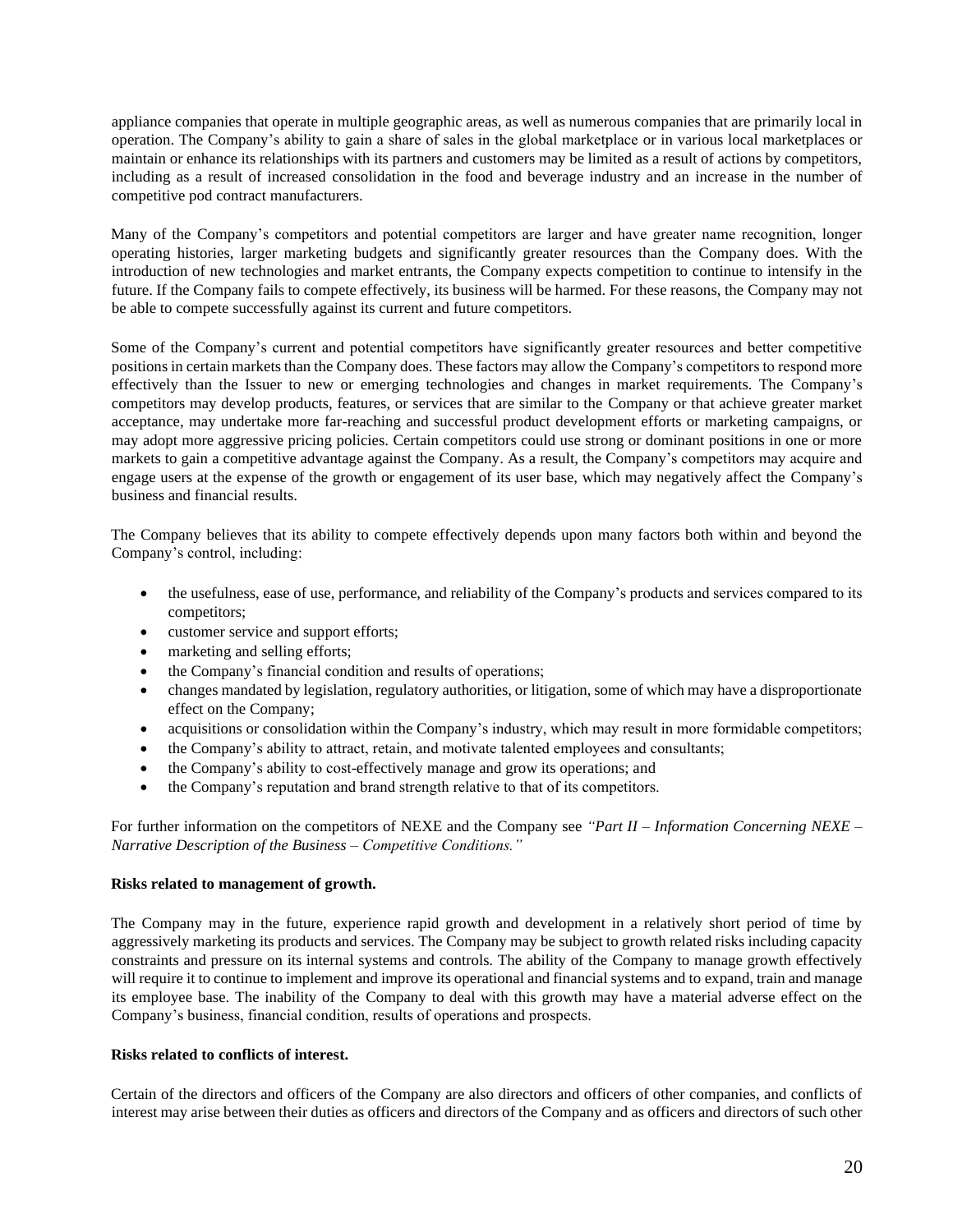appliance companies that operate in multiple geographic areas, as well as numerous companies that are primarily local in operation. The Company's ability to gain a share of sales in the global marketplace or in various local marketplaces or maintain or enhance its relationships with its partners and customers may be limited as a result of actions by competitors, including as a result of increased consolidation in the food and beverage industry and an increase in the number of competitive pod contract manufacturers.

Many of the Company's competitors and potential competitors are larger and have greater name recognition, longer operating histories, larger marketing budgets and significantly greater resources than the Company does. With the introduction of new technologies and market entrants, the Company expects competition to continue to intensify in the future. If the Company fails to compete effectively, its business will be harmed. For these reasons, the Company may not be able to compete successfully against its current and future competitors.

Some of the Company's current and potential competitors have significantly greater resources and better competitive positions in certain markets than the Company does. These factors may allow the Company's competitors to respond more effectively than the Issuer to new or emerging technologies and changes in market requirements. The Company's competitors may develop products, features, or services that are similar to the Company or that achieve greater market acceptance, may undertake more far-reaching and successful product development efforts or marketing campaigns, or may adopt more aggressive pricing policies. Certain competitors could use strong or dominant positions in one or more markets to gain a competitive advantage against the Company. As a result, the Company's competitors may acquire and engage users at the expense of the growth or engagement of its user base, which may negatively affect the Company's business and financial results.

The Company believes that its ability to compete effectively depends upon many factors both within and beyond the Company's control, including:

- the usefulness, ease of use, performance, and reliability of the Company's products and services compared to its competitors;
- customer service and support efforts;
- marketing and selling efforts;
- the Company's financial condition and results of operations;
- changes mandated by legislation, regulatory authorities, or litigation, some of which may have a disproportionate effect on the Company;
- acquisitions or consolidation within the Company's industry, which may result in more formidable competitors;
- the Company's ability to attract, retain, and motivate talented employees and consultants;
- the Company's ability to cost-effectively manage and grow its operations; and
- the Company's reputation and brand strength relative to that of its competitors.

For further information on the competitors of NEXE and the Company see *"Part II – Information Concerning NEXE – Narrative Description of the Business – Competitive Conditions."*

**Risks related to management of growth.**

The Company may in the future, experience rapid growth and development in a relatively short period of time by aggressively marketing its products and services. The Company may be subject to growth related risks including capacity constraints and pressure on its internal systems and controls. The ability of the Company to manage growth effectively will require it to continue to implement and improve its operational and financial systems and to expand, train and manage its employee base. The inability of the Company to deal with this growth may have a material adverse effect on the Company's business, financial condition, results of operations and prospects.

**Risks related to conflicts of interest.**

Certain of the directors and officers of the Company are also directors and officers of other companies, and conflicts of interest may arise between their duties as officers and directors of the Company and as officers and directors of such other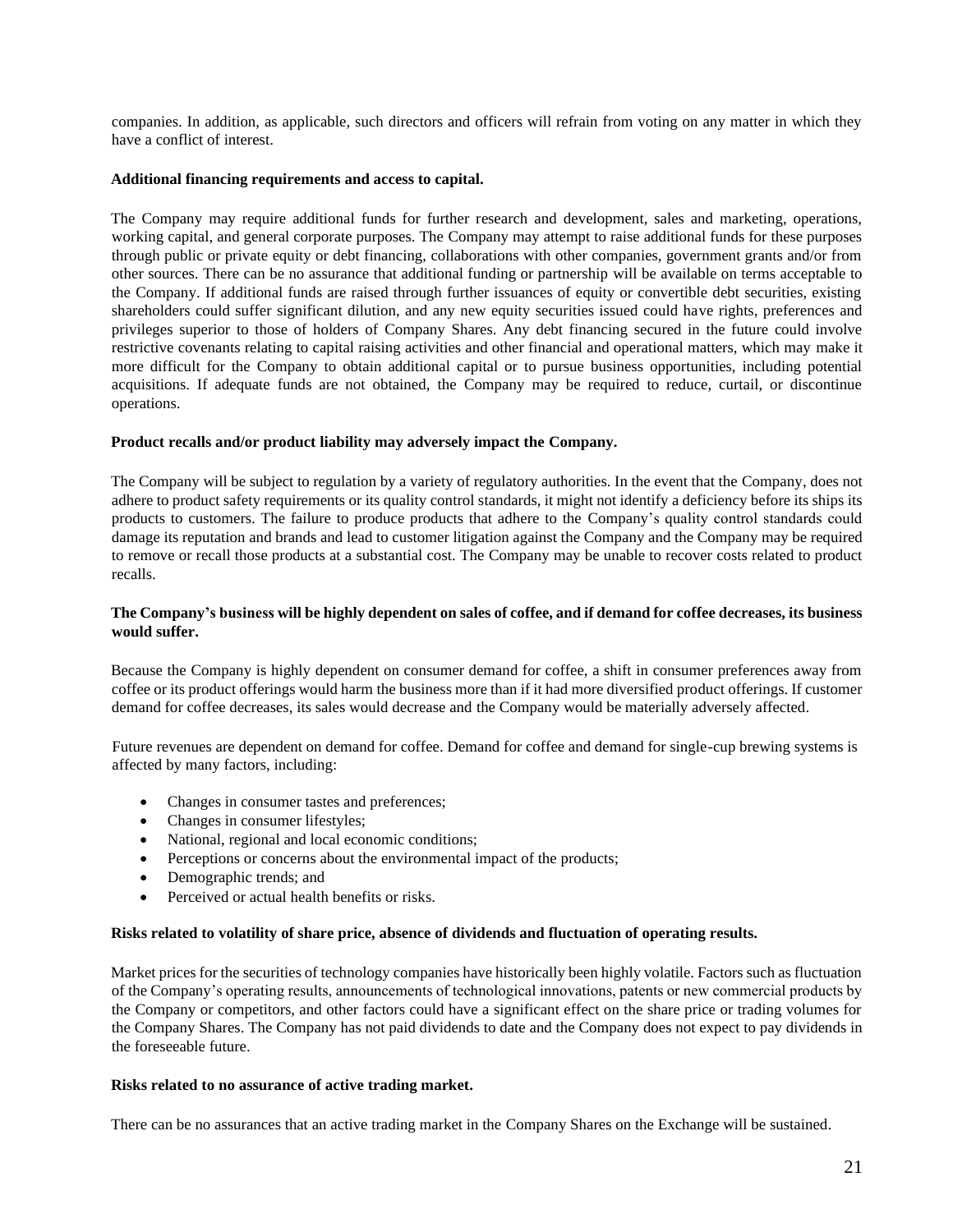companies. In addition, as applicable, such directors and officers will refrain from voting on any matter in which they have a conflict of interest.

**Additional financing requirements and access to capital.**

The Company may require additional funds for further research and development, sales and marketing, operations, working capital, and general corporate purposes. The Company may attempt to raise additional funds for these purposes through public or private equity or debt financing, collaborations with other companies, government grants and/or from other sources. There can be no assurance that additional funding or partnership will be available on terms acceptable to the Company. If additional funds are raised through further issuances of equity or convertible debt securities, existing shareholders could suffer significant dilution, and any new equity securities issued could have rights, preferences and privileges superior to those of holders of Company Shares. Any debt financing secured in the future could involve restrictive covenants relating to capital raising activities and other financial and operational matters, which may make it more difficult for the Company to obtain additional capital or to pursue business opportunities, including potential acquisitions. If adequate funds are not obtained, the Company may be required to reduce, curtail, or discontinue operations.

**Product recalls and/or product liability may adversely impact the Company.**

The Company will be subject to regulation by a variety of regulatory authorities. In the event that the Company, does not adhere to product safety requirements or its quality control standards, it might not identify a deficiency before its ships its products to customers. The failure to produce products that adhere to the Company's quality control standards could damage its reputation and brands and lead to customer litigation against the Company and the Company may be required to remove or recall those products at a substantial cost. The Company may be unable to recover costs related to product recalls.

**The Company's business will be highly dependent on sales of coffee, and if demand for coffee decreases, its business would suffer.**

Because the Company is highly dependent on consumer demand for coffee, a shift in consumer preferences away from coffee or its product offerings would harm the business more than if it had more diversified product offerings. If customer demand for coffee decreases, its sales would decrease and the Company would be materially adversely affected.

Future revenues are dependent on demand for coffee. Demand for coffee and demand for single-cup brewing systems is affected by many factors, including:

- Changes in consumer tastes and preferences;
- Changes in consumer lifestyles;
- National, regional and local economic conditions;
- Perceptions or concerns about the environmental impact of the products;
- Demographic trends; and
- Perceived or actual health benefits or risks.

**Risks related to volatility of share price, absence of dividends and fluctuation of operating results.**

Market prices for the securities of technology companies have historically been highly volatile. Factors such as fluctuation of the Company's operating results, announcements of technological innovations, patents or new commercial products by the Company or competitors, and other factors could have a significant effect on the share price or trading volumes for the Company Shares. The Company has not paid dividends to date and the Company does not expect to pay dividends in the foreseeable future.

**Risks related to no assurance of active trading market.**

There can be no assurances that an active trading market in the Company Shares on the Exchange will be sustained.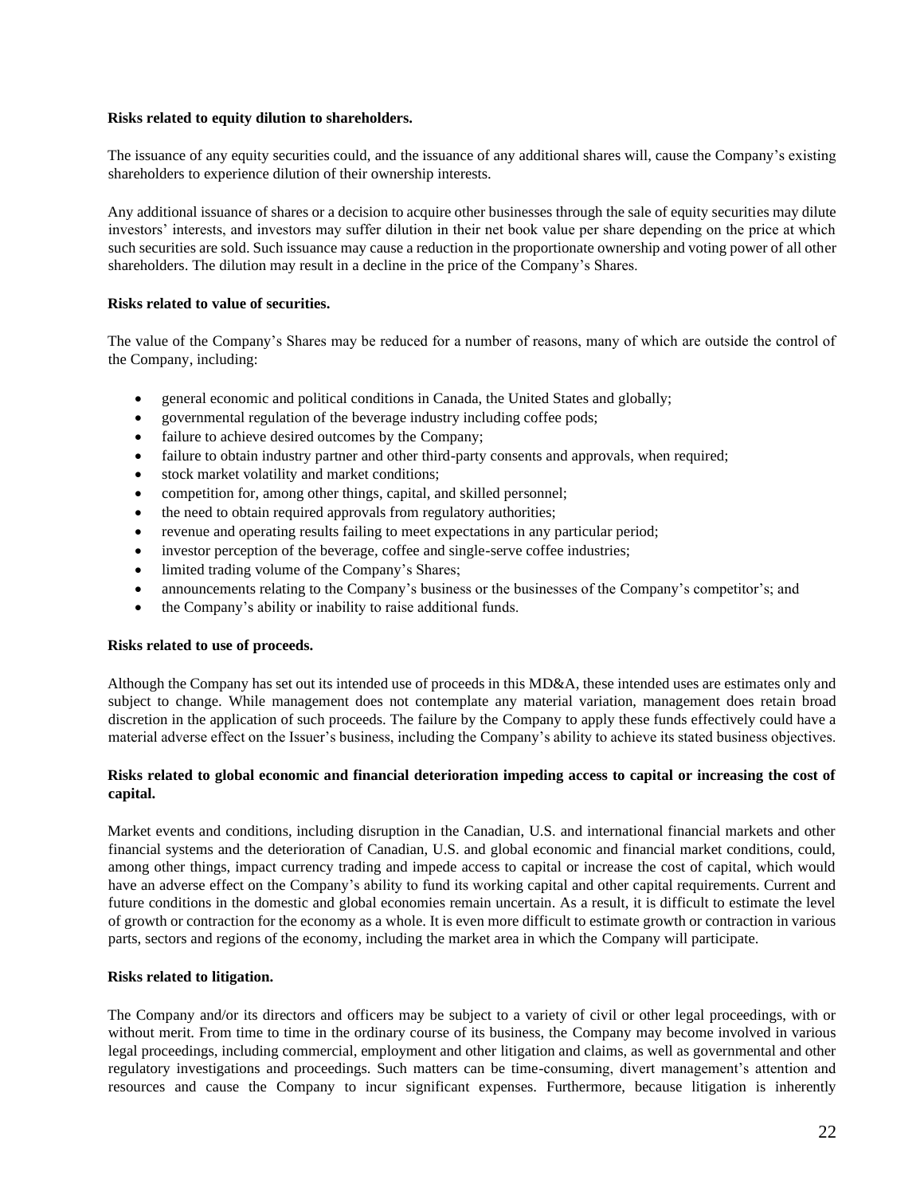**Risks related to equity dilution to shareholders.**

The issuance of any equity securities could, and the issuance of any additional shares will, cause the Company's existing shareholders to experience dilution of their ownership interests.

Any additional issuance of shares or a decision to acquire other businesses through the sale of equity securities may dilute investors' interests, and investors may suffer dilution in their net book value per share depending on the price at which such securities are sold. Such issuance may cause a reduction in the proportionate ownership and voting power of all other shareholders. The dilution may result in a decline in the price of the Company's Shares.

**Risks related to value of securities.**

The value of the Company's Shares may be reduced for a number of reasons, many of which are outside the control of the Company, including:

- general economic and political conditions in Canada, the United States and globally;
- governmental regulation of the beverage industry including coffee pods;
- failure to achieve desired outcomes by the Company;
- failure to obtain industry partner and other third-party consents and approvals, when required;
- stock market volatility and market conditions;
- competition for, among other things, capital, and skilled personnel;
- the need to obtain required approvals from regulatory authorities;
- revenue and operating results failing to meet expectations in any particular period;
- investor perception of the beverage, coffee and single-serve coffee industries;
- limited trading volume of the Company's Shares;
- announcements relating to the Company's business or the businesses of the Company's competitor's; and
- the Company's ability or inability to raise additional funds.

**Risks related to use of proceeds.**

Although the Company has set out its intended use of proceeds in this MD&A, these intended uses are estimates only and subject to change. While management does not contemplate any material variation, management does retain broad discretion in the application of such proceeds. The failure by the Company to apply these funds effectively could have a material adverse effect on the Issuer's business, including the Company's ability to achieve its stated business objectives.

**Risks related to global economic and financial deterioration impeding access to capital or increasing the cost of capital.**

Market events and conditions, including disruption in the Canadian, U.S. and international financial markets and other financial systems and the deterioration of Canadian, U.S. and global economic and financial market conditions, could, among other things, impact currency trading and impede access to capital or increase the cost of capital, which would have an adverse effect on the Company's ability to fund its working capital and other capital requirements. Current and future conditions in the domestic and global economies remain uncertain. As a result, it is difficult to estimate the level of growth or contraction for the economy as a whole. It is even more difficult to estimate growth or contraction in various parts, sectors and regions of the economy, including the market area in which the Company will participate.

**Risks related to litigation.**

The Company and/or its directors and officers may be subject to a variety of civil or other legal proceedings, with or without merit. From time to time in the ordinary course of its business, the Company may become involved in various legal proceedings, including commercial, employment and other litigation and claims, as well as governmental and other regulatory investigations and proceedings. Such matters can be time-consuming, divert management's attention and resources and cause the Company to incur significant expenses. Furthermore, because litigation is inherently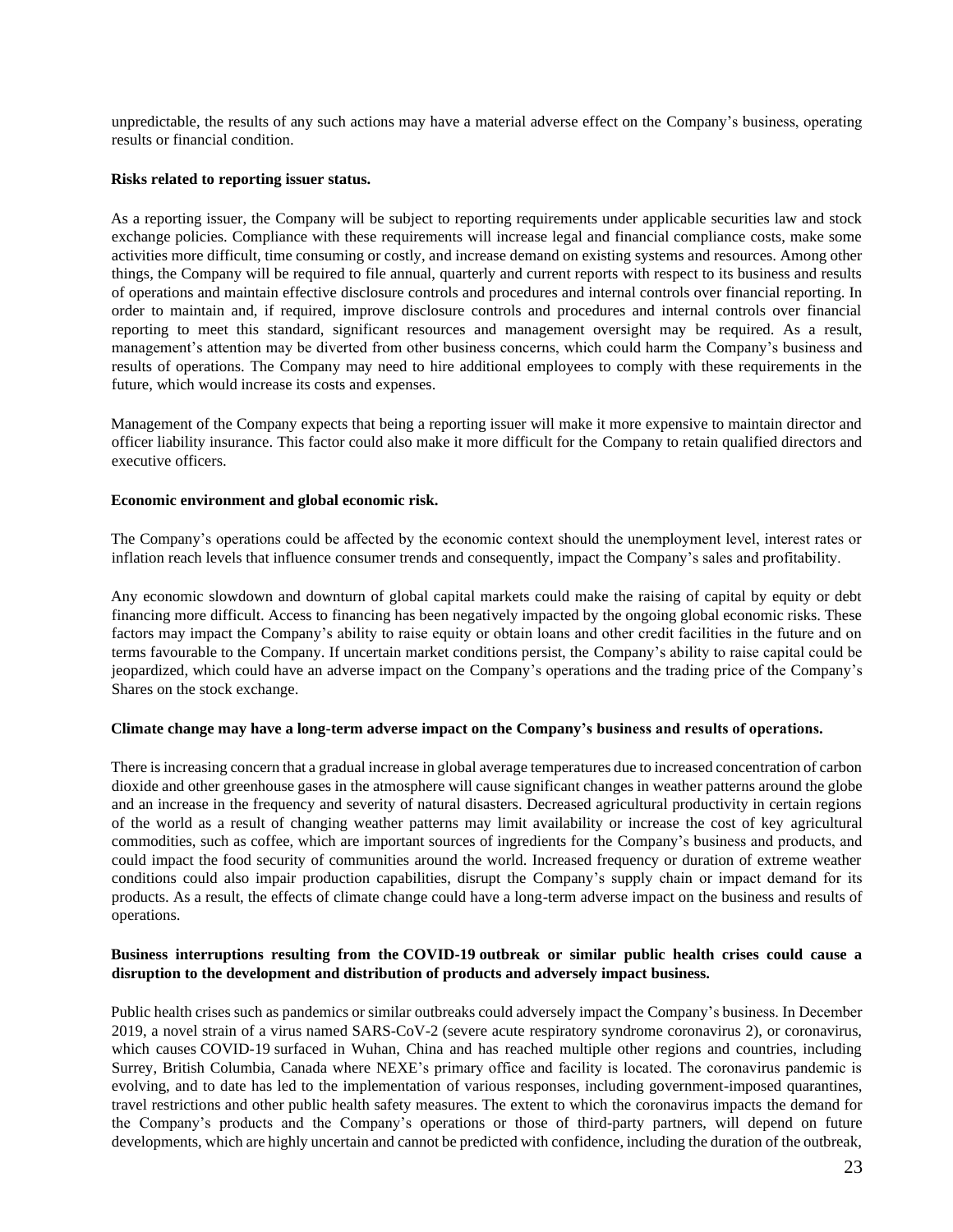unpredictable, the results of any such actions may have a material adverse effect on the Company's business, operating results or financial condition.

**Risks related to reporting issuer status.**

As a reporting issuer, the Company will be subject to reporting requirements under applicable securities law and stock exchange policies. Compliance with these requirements will increase legal and financial compliance costs, make some activities more difficult, time consuming or costly, and increase demand on existing systems and resources. Among other things, the Company will be required to file annual, quarterly and current reports with respect to its business and results of operations and maintain effective disclosure controls and procedures and internal controls over financial reporting. In order to maintain and, if required, improve disclosure controls and procedures and internal controls over financial reporting to meet this standard, significant resources and management oversight may be required. As a result, management's attention may be diverted from other business concerns, which could harm the Company's business and results of operations. The Company may need to hire additional employees to comply with these requirements in the future, which would increase its costs and expenses.

Management of the Company expects that being a reporting issuer will make it more expensive to maintain director and officer liability insurance. This factor could also make it more difficult for the Company to retain qualified directors and executive officers.

**Economic environment and global economic risk.**

The Company's operations could be affected by the economic context should the unemployment level, interest rates or inflation reach levels that influence consumer trends and consequently, impact the Company's sales and profitability.

Any economic slowdown and downturn of global capital markets could make the raising of capital by equity or debt financing more difficult. Access to financing has been negatively impacted by the ongoing global economic risks. These factors may impact the Company's ability to raise equity or obtain loans and other credit facilities in the future and on terms favourable to the Company. If uncertain market conditions persist, the Company's ability to raise capital could be jeopardized, which could have an adverse impact on the Company's operations and the trading price of the Company's Shares on the stock exchange.

**Climate change may have a long-term adverse impact on the Company's business and results of operations.**

There is increasing concern that a gradual increase in global average temperatures due to increased concentration of carbon dioxide and other greenhouse gases in the atmosphere will cause significant changes in weather patterns around the globe and an increase in the frequency and severity of natural disasters. Decreased agricultural productivity in certain regions of the world as a result of changing weather patterns may limit availability or increase the cost of key agricultural commodities, such as coffee, which are important sources of ingredients for the Company's business and products, and could impact the food security of communities around the world. Increased frequency or duration of extreme weather conditions could also impair production capabilities, disrupt the Company's supply chain or impact demand for its products. As a result, the effects of climate change could have a long-term adverse impact on the business and results of operations.

**Business interruptions resulting from the COVID-19 outbreak or similar public health crises could cause a disruption to the development and distribution of products and adversely impact business.**

Public health crises such as pandemics or similar outbreaks could adversely impact the Company's business. In December 2019, a novel strain of a virus named SARS-CoV-2 (severe acute respiratory syndrome coronavirus 2), or coronavirus, which causes COVID-19 surfaced in Wuhan, China and has reached multiple other regions and countries, including Surrey, British Columbia, Canada where NEXE's primary office and facility is located. The coronavirus pandemic is evolving, and to date has led to the implementation of various responses, including government-imposed quarantines, travel restrictions and other public health safety measures. The extent to which the coronavirus impacts the demand for the Company's products and the Company's operations or those of third-party partners, will depend on future developments, which are highly uncertain and cannot be predicted with confidence, including the duration of the outbreak,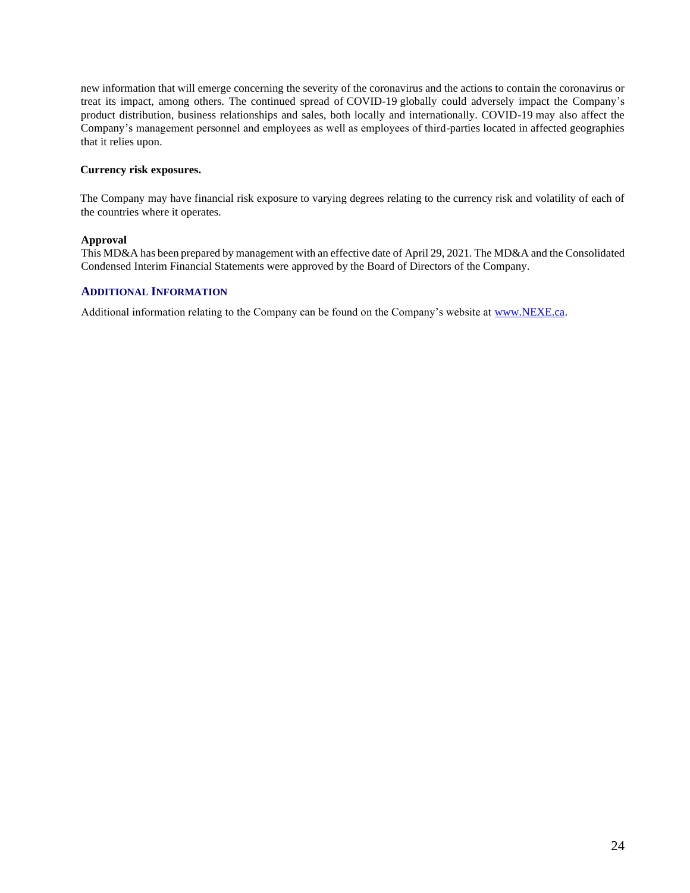new information that will emerge concerning the severity of the coronavirus and the actions to contain the coronavirus or treat its impact, among others. The continued spread of COVID-19 globally could adversely impact the Company's product distribution, business relationships and sales, both locally and internationally. COVID-19 may also affect the Company's management personnel and employees as well as employees of third-parties located in affected geographies that it relies upon.

**Currency risk exposures.**

The Company may have financial risk exposure to varying degrees relating to the currency risk and volatility of each of the countries where it operates.

**Approval**

This MD&A has been prepared by management with an effective date of April 29, 2021. The MD&A and the Consolidated Condensed Interim Financial Statements were approved by the Board of Directors of the Company.

## ADDITIONAL INFORMATION

Additional information relating to the Company can be found on the Company's website at www.NEXE.ca.